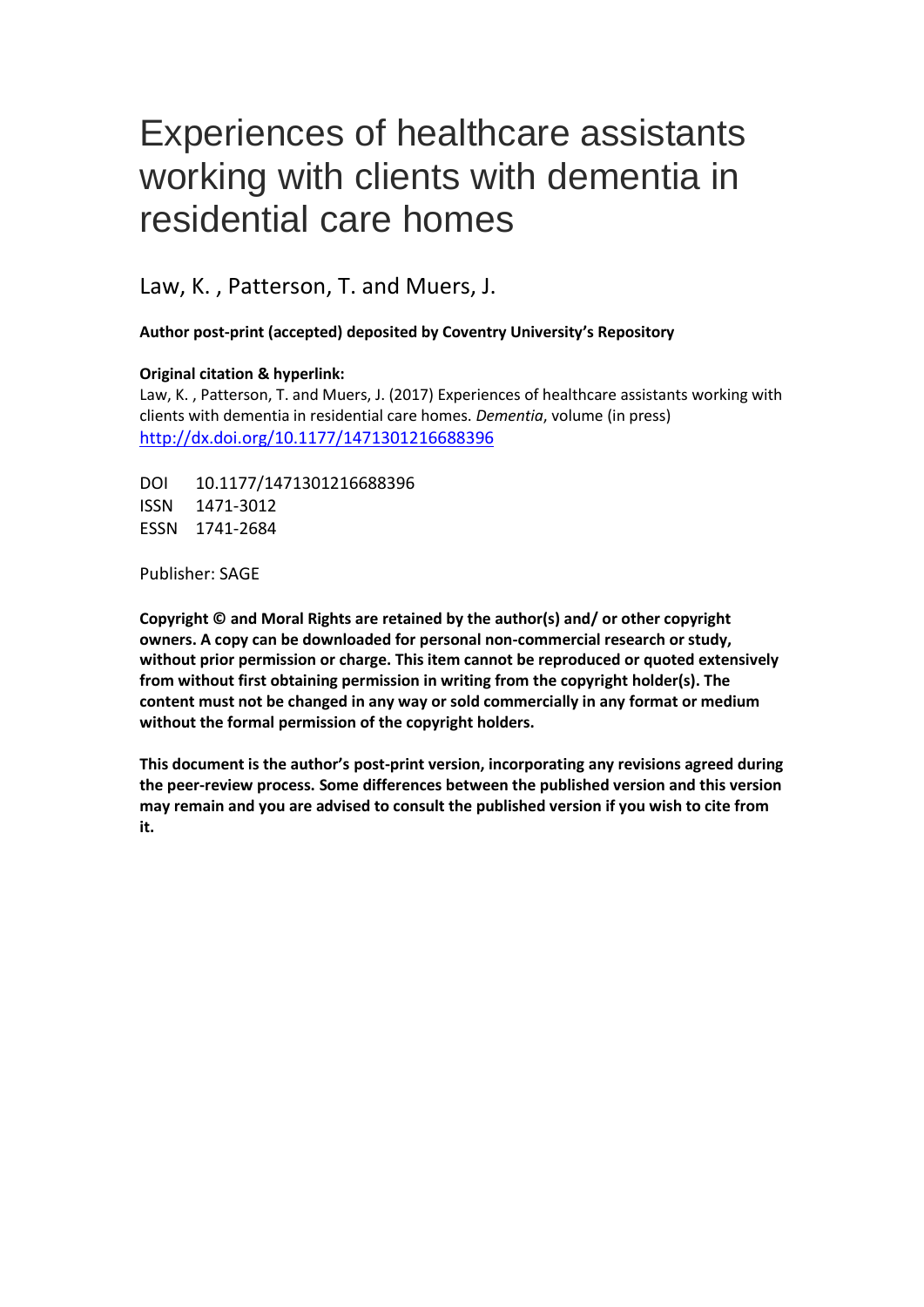# Experiences of healthcare assistants working with clients with dementia in residential care homes

Law, K. , Patterson, T. and Muers, J.

**Author post-print (accepted) deposited by Coventry University's Repository**

**Original citation & hyperlink:**
Law, K. , Patterson, T. and Muers, J. (2017) Experiences of healthcare assistants working with clients with dementia in residential care homes. *Dementia*, volume (in press)
http://dx.doi.org/10.1177/1471301216688396

DOI 10.1177/1471301216688396
ISSN 1471-3012
ESSN 1741-2684

Publisher: SAGE

**Copyright © and Moral Rights are retained by the author(s) and/ or other copyright owners. A copy can be downloaded for personal non-commercial research or study, without prior permission or charge. This item cannot be reproduced or quoted extensively from without first obtaining permission in writing from the copyright holder(s). The content must not be changed in any way or sold commercially in any format or medium without the formal permission of the copyright holders.**

**This document is the author's post-print version, incorporating any revisions agreed during the peer-review process. Some differences between the published version and this version may remain and you are advised to consult the published version if you wish to cite from it.**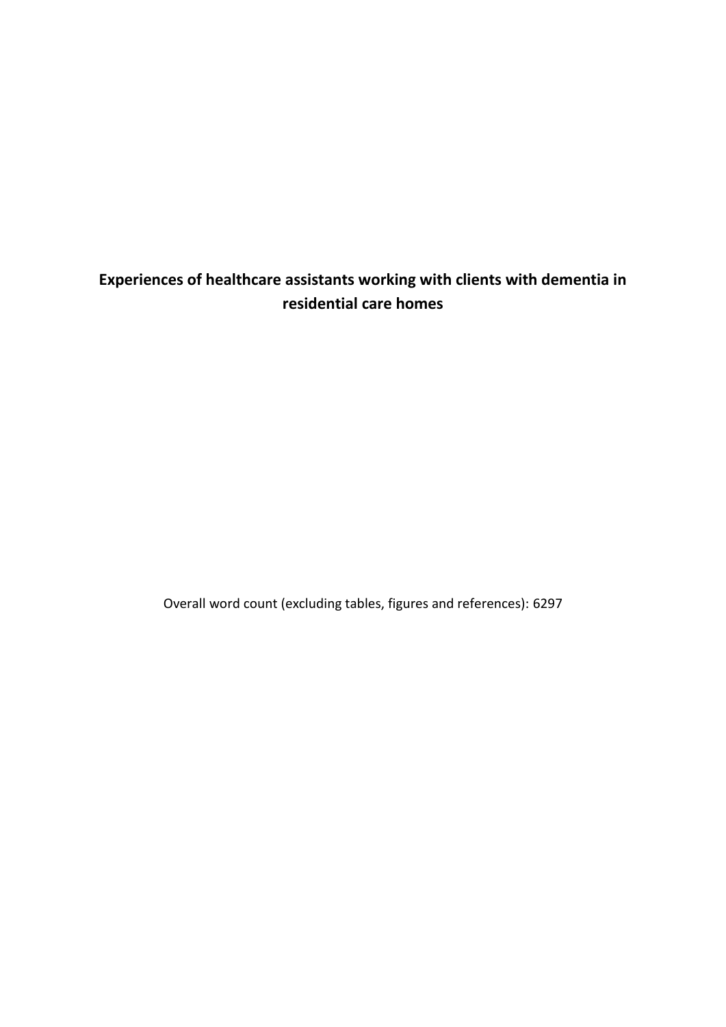**Experiences of healthcare assistants working with clients with dementia in residential care homes**

Overall word count (excluding tables, figures and references): 6297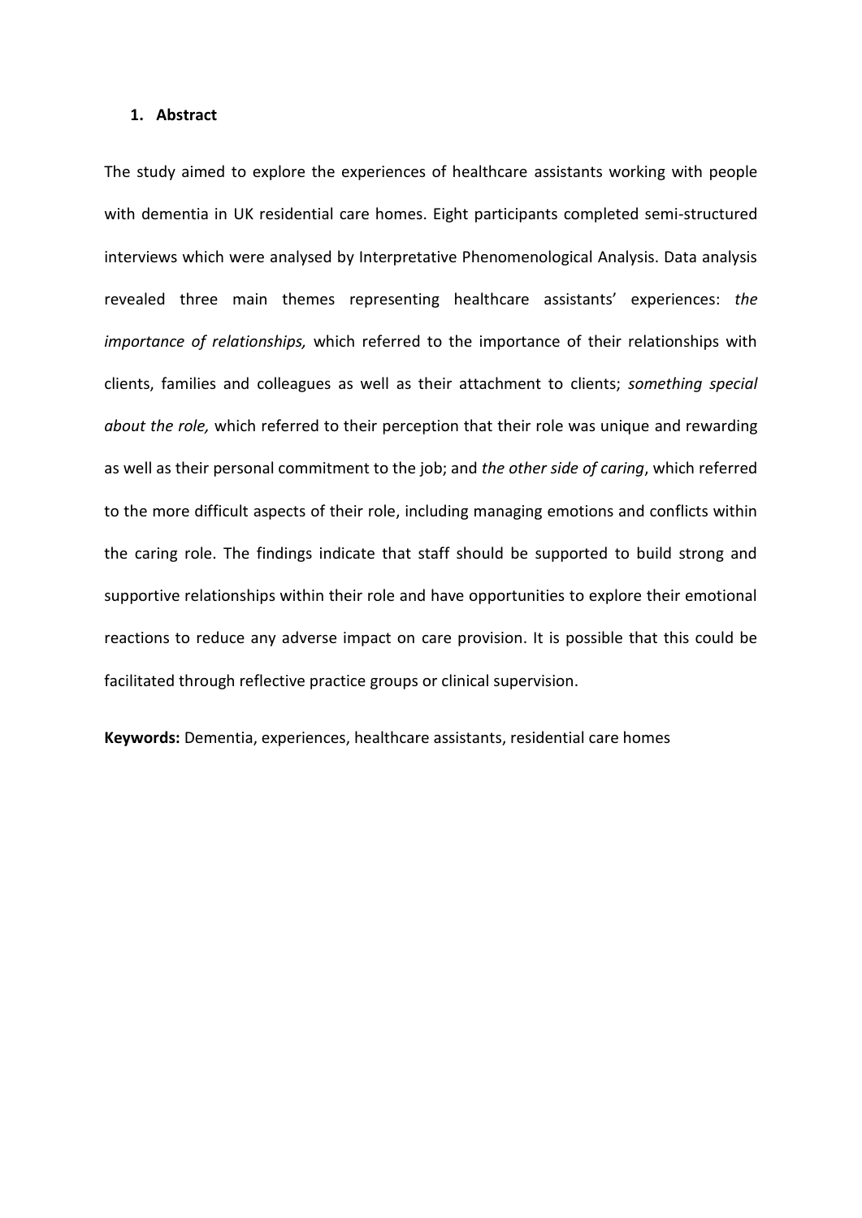## 1. Abstract

The study aimed to explore the experiences of healthcare assistants working with people with dementia in UK residential care homes. Eight participants completed semi-structured interviews which were analysed by Interpretative Phenomenological Analysis. Data analysis revealed three main themes representing healthcare assistants' experiences: *the importance of relationships,* which referred to the importance of their relationships with clients, families and colleagues as well as their attachment to clients; *something special about the role,* which referred to their perception that their role was unique and rewarding as well as their personal commitment to the job; and *the other side of caring*, which referred to the more difficult aspects of their role, including managing emotions and conflicts within the caring role. The findings indicate that staff should be supported to build strong and supportive relationships within their role and have opportunities to explore their emotional reactions to reduce any adverse impact on care provision. It is possible that this could be facilitated through reflective practice groups or clinical supervision.

**Keywords:** Dementia, experiences, healthcare assistants, residential care homes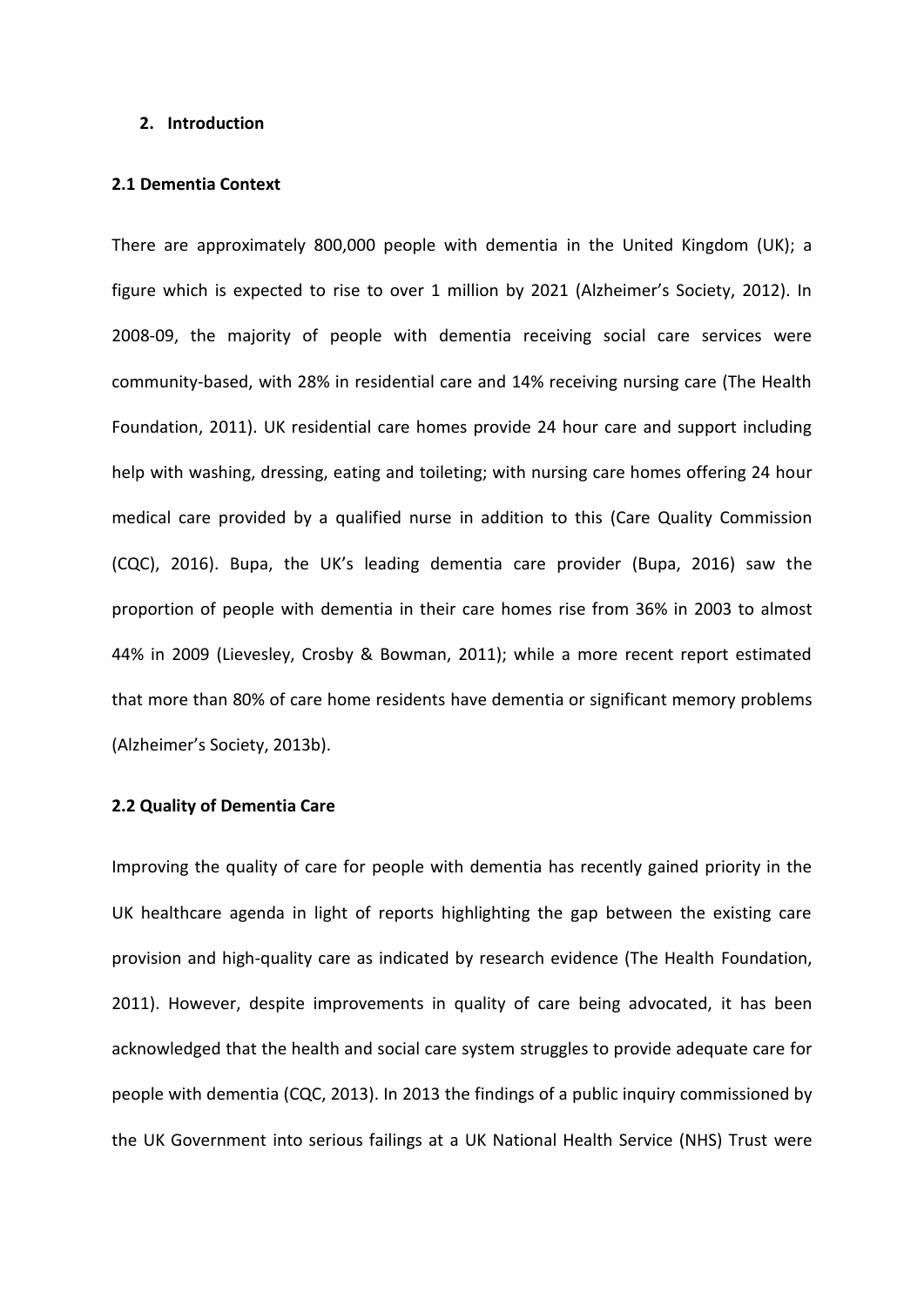## 2. Introduction

### 2.1 Dementia Context

There are approximately 800,000 people with dementia in the United Kingdom (UK); a figure which is expected to rise to over 1 million by 2021 (Alzheimer's Society, 2012). In 2008-09, the majority of people with dementia receiving social care services were community-based, with 28% in residential care and 14% receiving nursing care (The Health Foundation, 2011). UK residential care homes provide 24 hour care and support including help with washing, dressing, eating and toileting; with nursing care homes offering 24 hour medical care provided by a qualified nurse in addition to this (Care Quality Commission (CQC), 2016). Bupa, the UK's leading dementia care provider (Bupa, 2016) saw the proportion of people with dementia in their care homes rise from 36% in 2003 to almost 44% in 2009 (Lievesley, Crosby & Bowman, 2011); while a more recent report estimated that more than 80% of care home residents have dementia or significant memory problems (Alzheimer's Society, 2013b).

### 2.2 Quality of Dementia Care

Improving the quality of care for people with dementia has recently gained priority in the UK healthcare agenda in light of reports highlighting the gap between the existing care provision and high-quality care as indicated by research evidence (The Health Foundation, 2011). However, despite improvements in quality of care being advocated, it has been acknowledged that the health and social care system struggles to provide adequate care for people with dementia (CQC, 2013). In 2013 the findings of a public inquiry commissioned by the UK Government into serious failings at a UK National Health Service (NHS) Trust were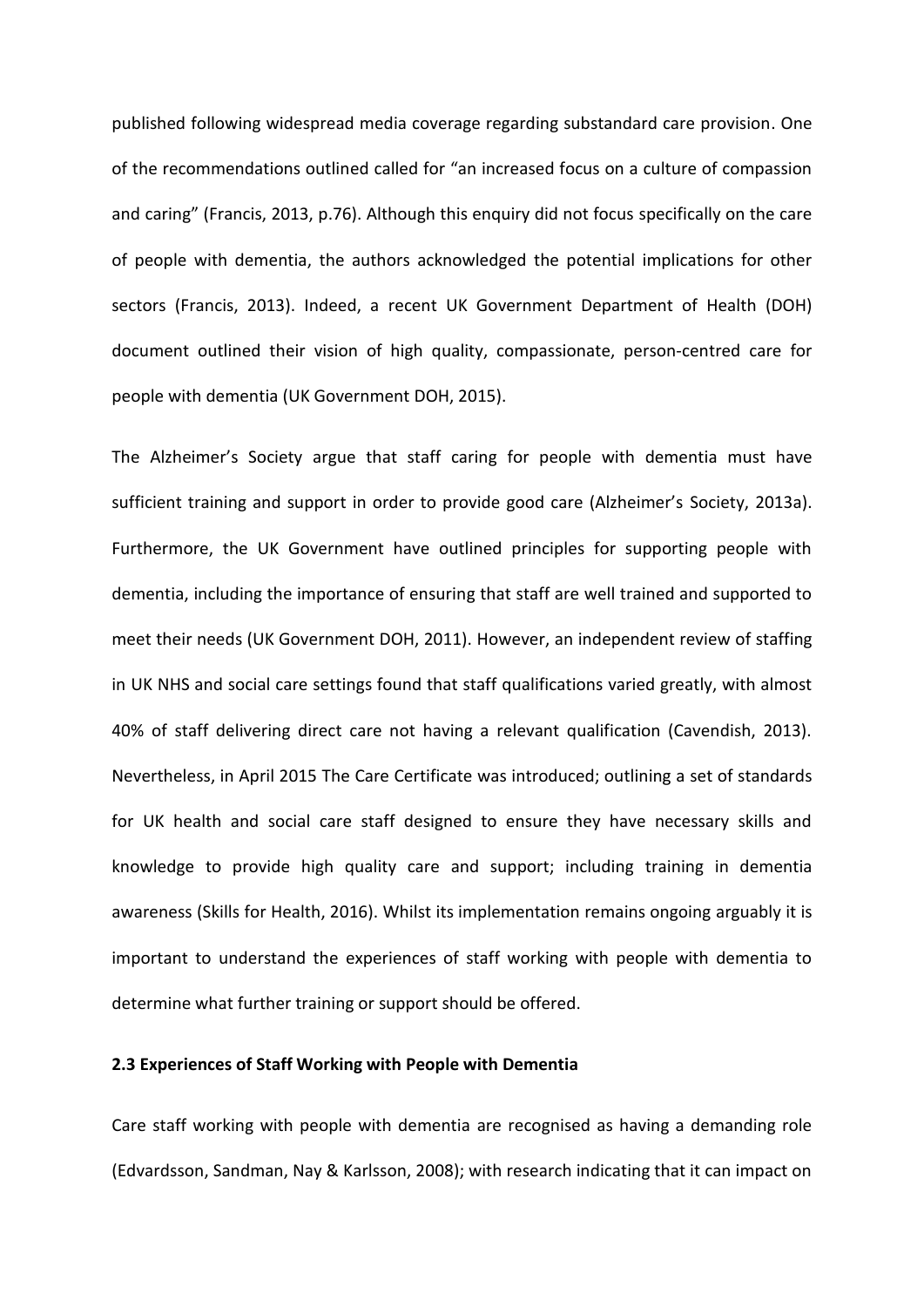published following widespread media coverage regarding substandard care provision. One of the recommendations outlined called for "an increased focus on a culture of compassion and caring" (Francis, 2013, p.76). Although this enquiry did not focus specifically on the care of people with dementia, the authors acknowledged the potential implications for other sectors (Francis, 2013). Indeed, a recent UK Government Department of Health (DOH) document outlined their vision of high quality, compassionate, person-centred care for people with dementia (UK Government DOH, 2015).

The Alzheimer's Society argue that staff caring for people with dementia must have sufficient training and support in order to provide good care (Alzheimer's Society, 2013a). Furthermore, the UK Government have outlined principles for supporting people with dementia, including the importance of ensuring that staff are well trained and supported to meet their needs (UK Government DOH, 2011). However, an independent review of staffing in UK NHS and social care settings found that staff qualifications varied greatly, with almost 40% of staff delivering direct care not having a relevant qualification (Cavendish, 2013). Nevertheless, in April 2015 The Care Certificate was introduced; outlining a set of standards for UK health and social care staff designed to ensure they have necessary skills and knowledge to provide high quality care and support; including training in dementia awareness (Skills for Health, 2016). Whilst its implementation remains ongoing arguably it is important to understand the experiences of staff working with people with dementia to determine what further training or support should be offered.

### 2.3 Experiences of Staff Working with People with Dementia

Care staff working with people with dementia are recognised as having a demanding role (Edvardsson, Sandman, Nay & Karlsson, 2008); with research indicating that it can impact on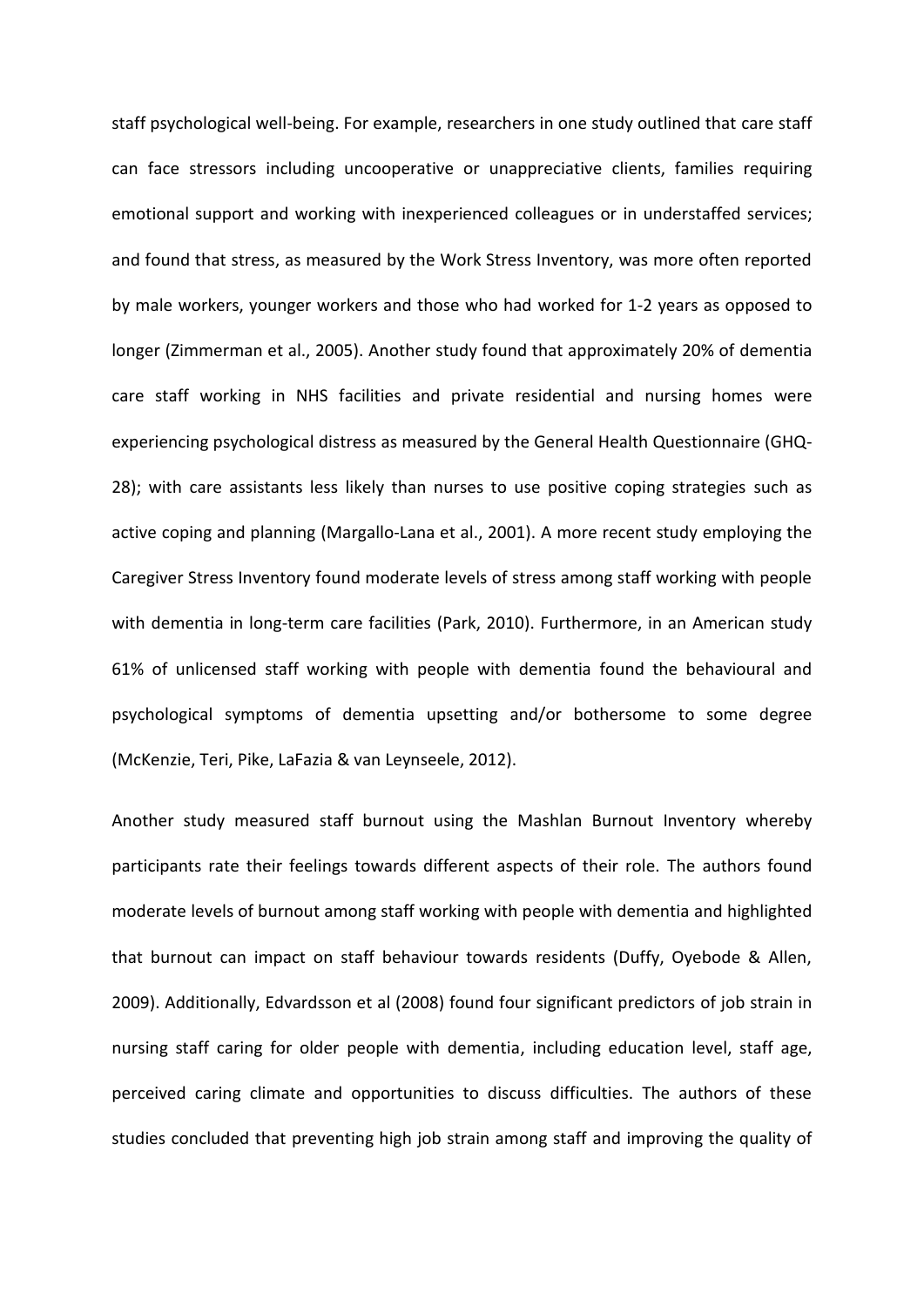staff psychological well-being. For example, researchers in one study outlined that care staff can face stressors including uncooperative or unappreciative clients, families requiring emotional support and working with inexperienced colleagues or in understaffed services; and found that stress, as measured by the Work Stress Inventory, was more often reported by male workers, younger workers and those who had worked for 1-2 years as opposed to longer (Zimmerman et al., 2005). Another study found that approximately 20% of dementia care staff working in NHS facilities and private residential and nursing homes were experiencing psychological distress as measured by the General Health Questionnaire (GHQ-28); with care assistants less likely than nurses to use positive coping strategies such as active coping and planning (Margallo-Lana et al., 2001). A more recent study employing the Caregiver Stress Inventory found moderate levels of stress among staff working with people with dementia in long-term care facilities (Park, 2010). Furthermore, in an American study 61% of unlicensed staff working with people with dementia found the behavioural and psychological symptoms of dementia upsetting and/or bothersome to some degree (McKenzie, Teri, Pike, LaFazia & van Leynseele, 2012).

Another study measured staff burnout using the Mashlan Burnout Inventory whereby participants rate their feelings towards different aspects of their role. The authors found moderate levels of burnout among staff working with people with dementia and highlighted that burnout can impact on staff behaviour towards residents (Duffy, Oyebode & Allen, 2009). Additionally, Edvardsson et al (2008) found four significant predictors of job strain in nursing staff caring for older people with dementia, including education level, staff age, perceived caring climate and opportunities to discuss difficulties. The authors of these studies concluded that preventing high job strain among staff and improving the quality of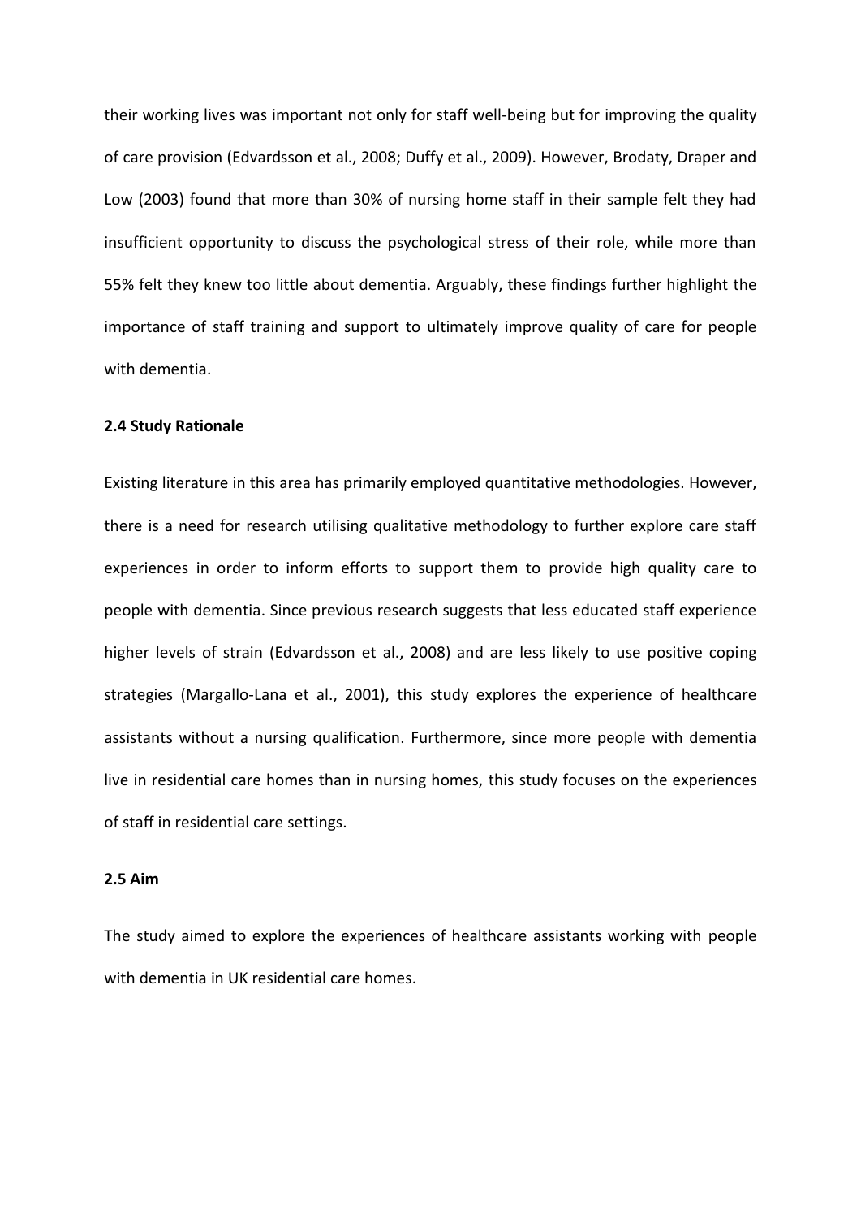their working lives was important not only for staff well-being but for improving the quality of care provision (Edvardsson et al., 2008; Duffy et al., 2009). However, Brodaty, Draper and Low (2003) found that more than 30% of nursing home staff in their sample felt they had insufficient opportunity to discuss the psychological stress of their role, while more than 55% felt they knew too little about dementia. Arguably, these findings further highlight the importance of staff training and support to ultimately improve quality of care for people with dementia.

### 2.4 Study Rationale

Existing literature in this area has primarily employed quantitative methodologies. However, there is a need for research utilising qualitative methodology to further explore care staff experiences in order to inform efforts to support them to provide high quality care to people with dementia. Since previous research suggests that less educated staff experience higher levels of strain (Edvardsson et al., 2008) and are less likely to use positive coping strategies (Margallo-Lana et al., 2001), this study explores the experience of healthcare assistants without a nursing qualification. Furthermore, since more people with dementia live in residential care homes than in nursing homes, this study focuses on the experiences of staff in residential care settings.

### 2.5 Aim

The study aimed to explore the experiences of healthcare assistants working with people with dementia in UK residential care homes.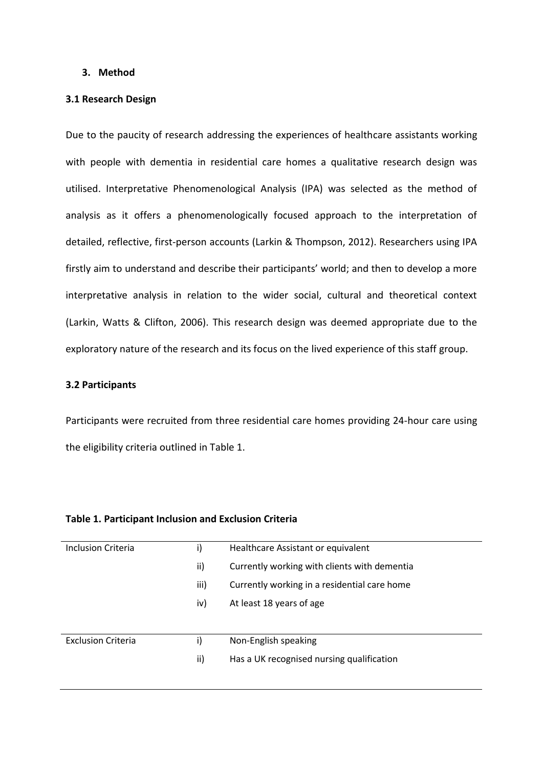## 3. Method

### 3.1 Research Design

Due to the paucity of research addressing the experiences of healthcare assistants working with people with dementia in residential care homes a qualitative research design was utilised. Interpretative Phenomenological Analysis (IPA) was selected as the method of analysis as it offers a phenomenologically focused approach to the interpretation of detailed, reflective, first-person accounts (Larkin & Thompson, 2012). Researchers using IPA firstly aim to understand and describe their participants' world; and then to develop a more interpretative analysis in relation to the wider social, cultural and theoretical context (Larkin, Watts & Clifton, 2006). This research design was deemed appropriate due to the exploratory nature of the research and its focus on the lived experience of this staff group.

### 3.2 Participants

Participants were recruited from three residential care homes providing 24-hour care using the eligibility criteria outlined in Table 1.

**Table 1. Participant Inclusion and Exclusion Criteria**

| | | |
|---|---|---|
| Inclusion Criteria | i) | Healthcare Assistant or equivalent |
| | ii) | Currently working with clients with dementia |
| | iii) | Currently working in a residential care home |
| | iv) | At least 18 years of age |
| Exclusion Criteria | i) | Non-English speaking |
| | ii) | Has a UK recognised nursing qualification |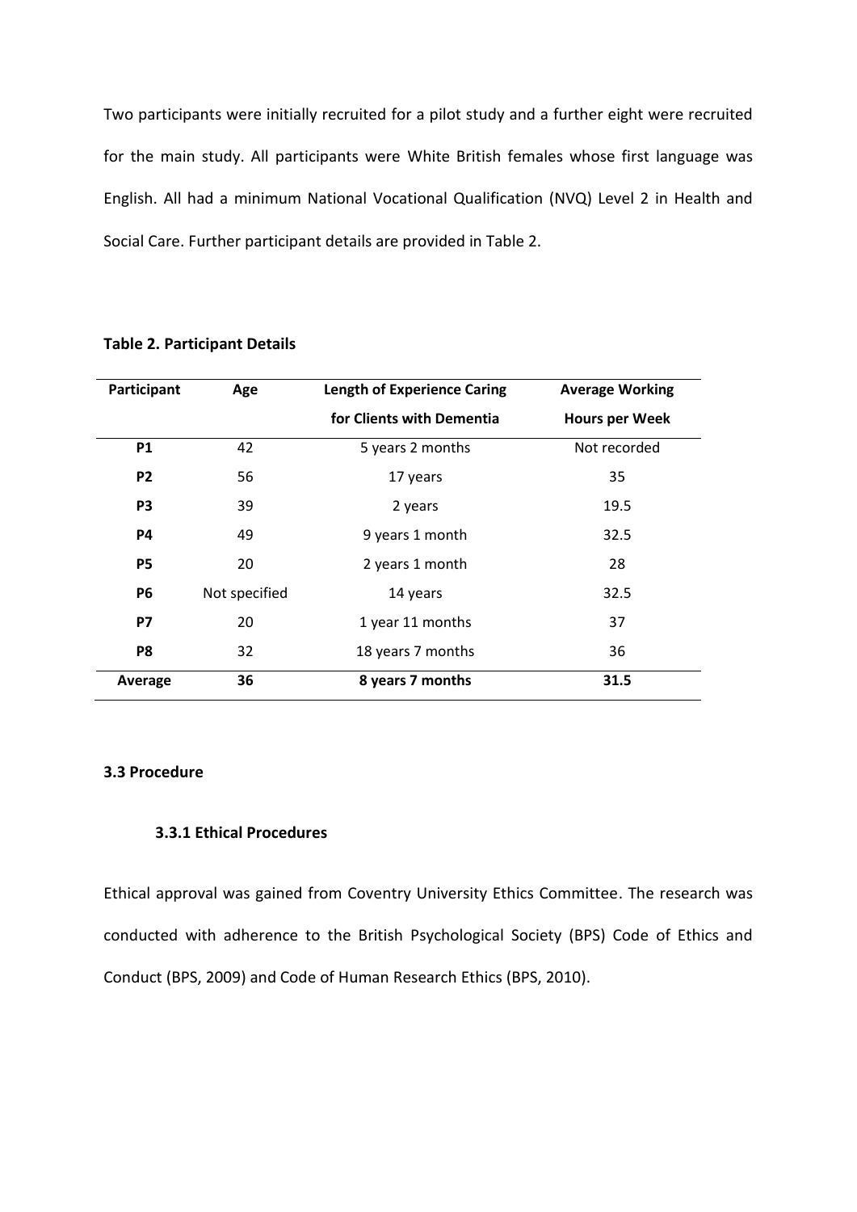Two participants were initially recruited for a pilot study and a further eight were recruited for the main study. All participants were White British females whose first language was English. All had a minimum National Vocational Qualification (NVQ) Level 2 in Health and Social Care. Further participant details are provided in Table 2.

**Table 2. Participant Details**

| Participant | Age | Length of Experience Caring for Clients with Dementia | Average Working Hours per Week |
|---|---|---|---|
| **P1** | 42 | 5 years 2 months | Not recorded |
| **P2** | 56 | 17 years | 35 |
| **P3** | 39 | 2 years | 19.5 |
| **P4** | 49 | 9 years 1 month | 32.5 |
| **P5** | 20 | 2 years 1 month | 28 |
| **P6** | Not specified | 14 years | 32.5 |
| **P7** | 20 | 1 year 11 months | 37 |
| **P8** | 32 | 18 years 7 months | 36 |
| **Average** | **36** | **8 years 7 months** | **31.5** |

## 3.3 Procedure

### 3.3.1 Ethical Procedures

Ethical approval was gained from Coventry University Ethics Committee. The research was conducted with adherence to the British Psychological Society (BPS) Code of Ethics and Conduct (BPS, 2009) and Code of Human Research Ethics (BPS, 2010).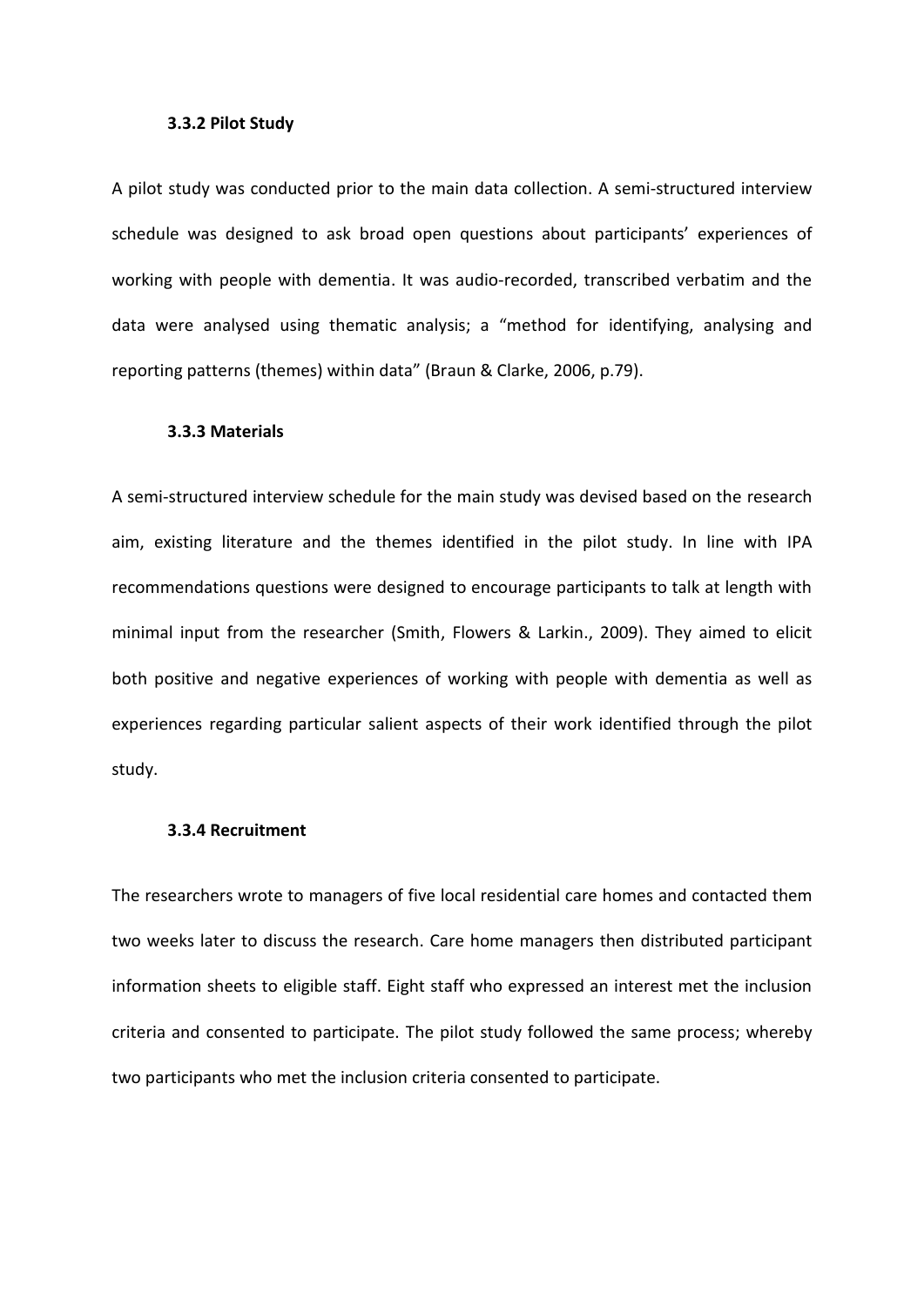### 3.3.2 Pilot Study

A pilot study was conducted prior to the main data collection. A semi-structured interview schedule was designed to ask broad open questions about participants' experiences of working with people with dementia. It was audio-recorded, transcribed verbatim and the data were analysed using thematic analysis; a "method for identifying, analysing and reporting patterns (themes) within data" (Braun & Clarke, 2006, p.79).

### 3.3.3 Materials

A semi-structured interview schedule for the main study was devised based on the research aim, existing literature and the themes identified in the pilot study. In line with IPA recommendations questions were designed to encourage participants to talk at length with minimal input from the researcher (Smith, Flowers & Larkin., 2009). They aimed to elicit both positive and negative experiences of working with people with dementia as well as experiences regarding particular salient aspects of their work identified through the pilot study.

### 3.3.4 Recruitment

The researchers wrote to managers of five local residential care homes and contacted them two weeks later to discuss the research. Care home managers then distributed participant information sheets to eligible staff. Eight staff who expressed an interest met the inclusion criteria and consented to participate. The pilot study followed the same process; whereby two participants who met the inclusion criteria consented to participate.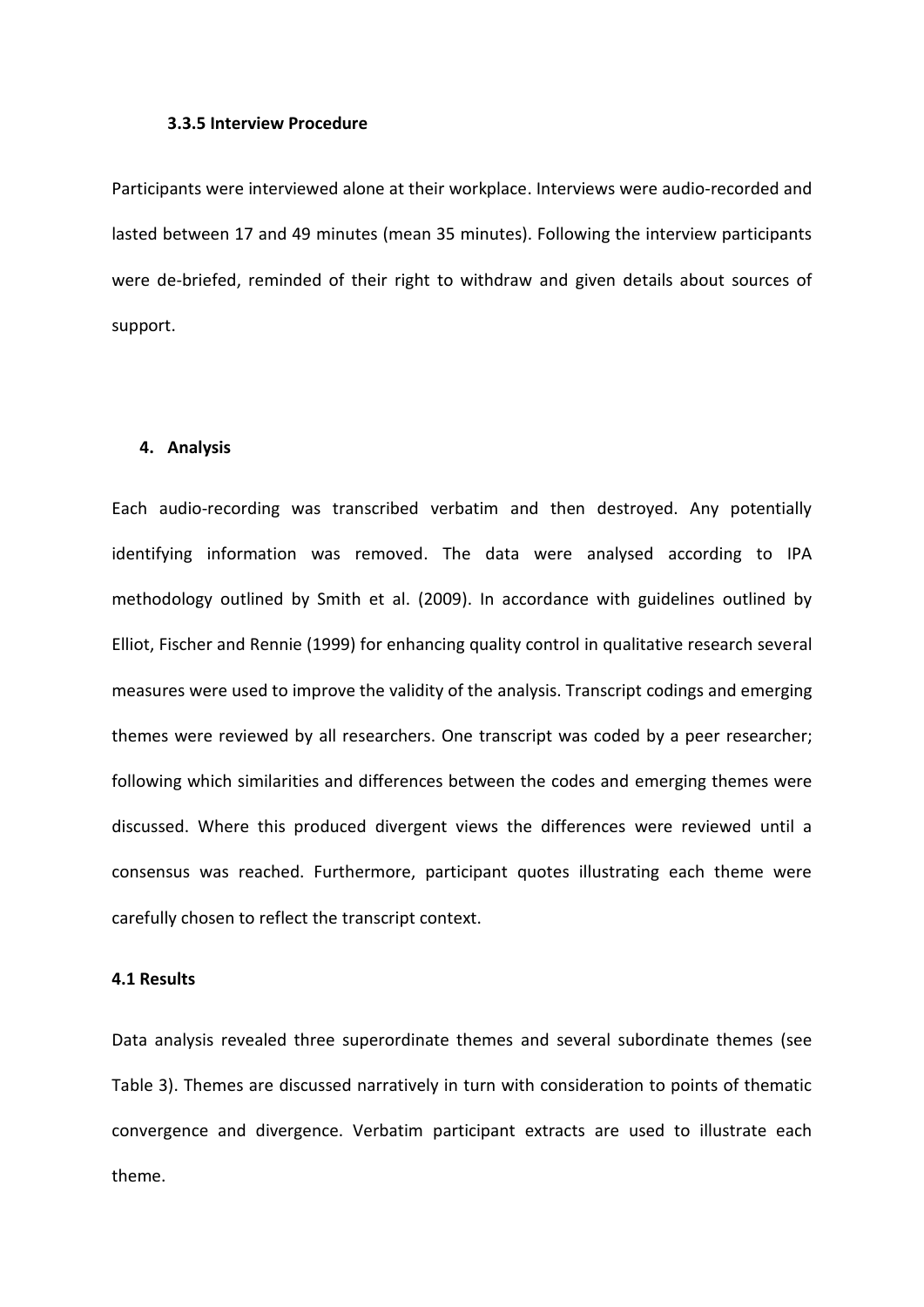### 3.3.5 Interview Procedure

Participants were interviewed alone at their workplace. Interviews were audio-recorded and lasted between 17 and 49 minutes (mean 35 minutes). Following the interview participants were de-briefed, reminded of their right to withdraw and given details about sources of support.

## 4. Analysis

Each audio-recording was transcribed verbatim and then destroyed. Any potentially identifying information was removed. The data were analysed according to IPA methodology outlined by Smith et al. (2009). In accordance with guidelines outlined by Elliot, Fischer and Rennie (1999) for enhancing quality control in qualitative research several measures were used to improve the validity of the analysis. Transcript codings and emerging themes were reviewed by all researchers. One transcript was coded by a peer researcher; following which similarities and differences between the codes and emerging themes were discussed. Where this produced divergent views the differences were reviewed until a consensus was reached. Furthermore, participant quotes illustrating each theme were carefully chosen to reflect the transcript context.

### 4.1 Results

Data analysis revealed three superordinate themes and several subordinate themes (see Table 3). Themes are discussed narratively in turn with consideration to points of thematic convergence and divergence. Verbatim participant extracts are used to illustrate each theme.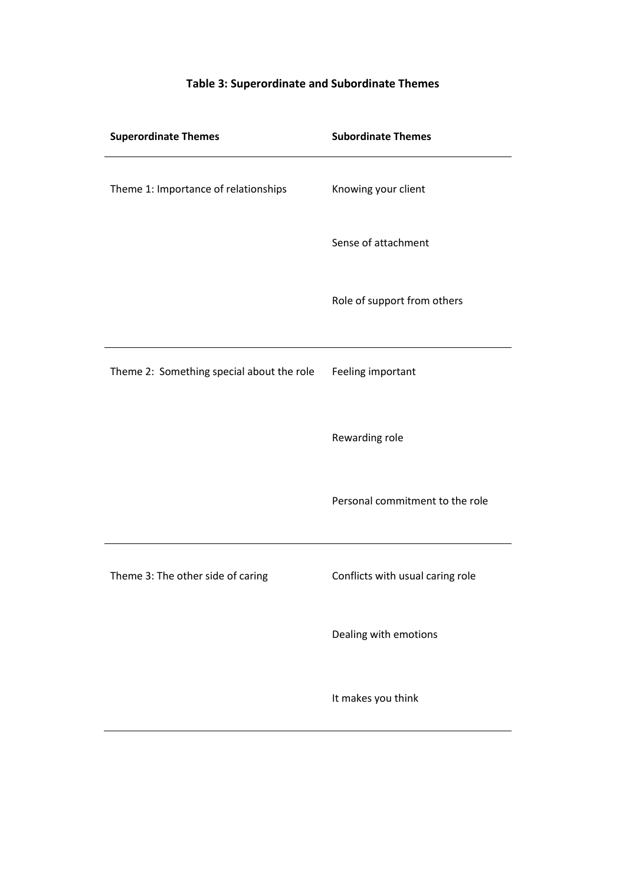**Table 3: Superordinate and Subordinate Themes**

| Superordinate Themes | Subordinate Themes |
| --- | --- |
| Theme 1: Importance of relationships | Knowing your client |
| | Sense of attachment |
| | Role of support from others |
| Theme 2: Something special about the role | Feeling important |
| | Rewarding role |
| | Personal commitment to the role |
| Theme 3: The other side of caring | Conflicts with usual caring role |
| | Dealing with emotions |
| | It makes you think |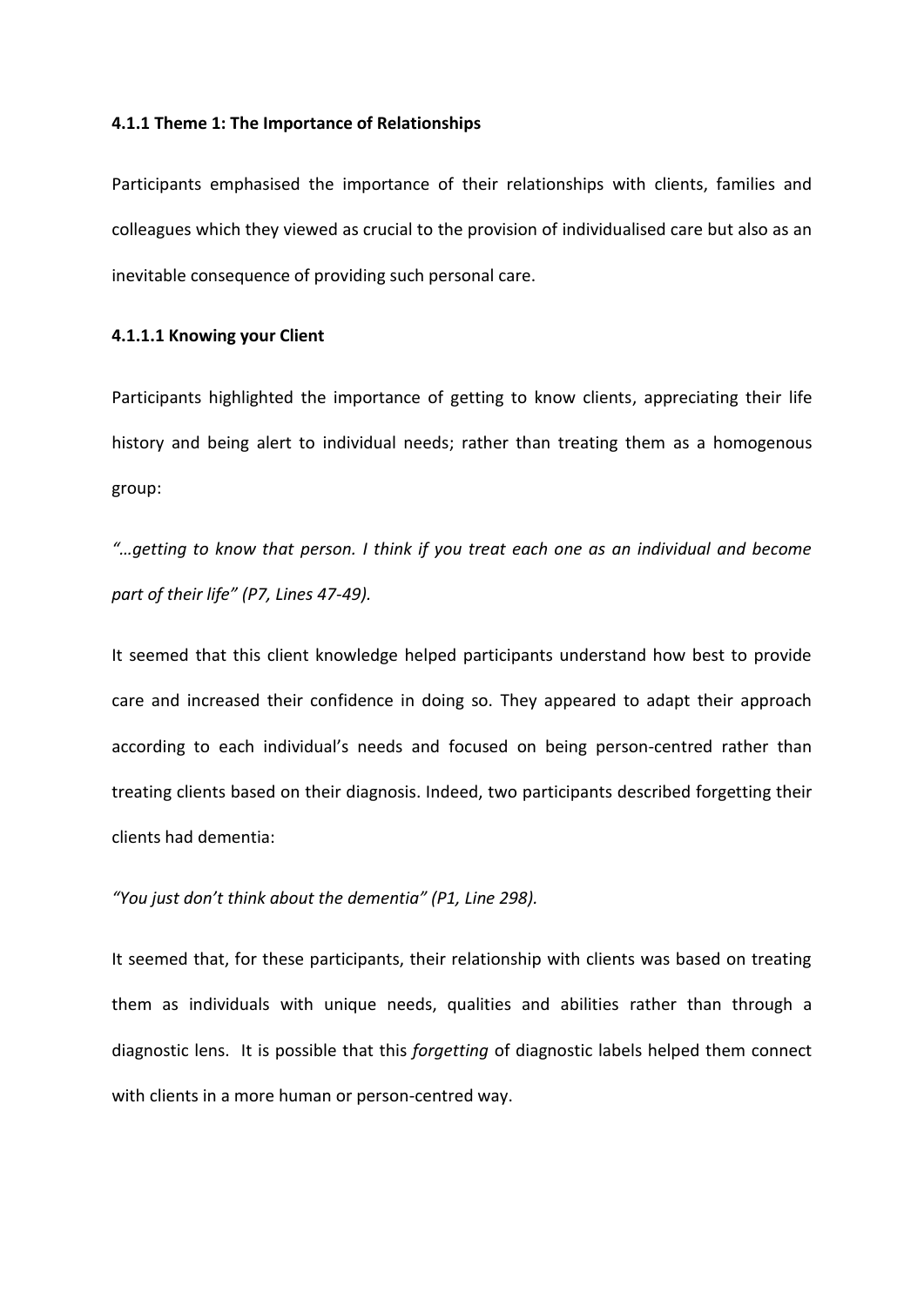### 4.1.1 Theme 1: The Importance of Relationships

Participants emphasised the importance of their relationships with clients, families and colleagues which they viewed as crucial to the provision of individualised care but also as an inevitable consequence of providing such personal care.

#### 4.1.1.1 Knowing your Client

Participants highlighted the importance of getting to know clients, appreciating their life history and being alert to individual needs; rather than treating them as a homogenous group:

*"…getting to know that person. I think if you treat each one as an individual and become part of their life" (P7, Lines 47-49).*

It seemed that this client knowledge helped participants understand how best to provide care and increased their confidence in doing so. They appeared to adapt their approach according to each individual's needs and focused on being person-centred rather than treating clients based on their diagnosis. Indeed, two participants described forgetting their clients had dementia:

*"You just don't think about the dementia" (P1, Line 298).*

It seemed that, for these participants, their relationship with clients was based on treating them as individuals with unique needs, qualities and abilities rather than through a diagnostic lens. It is possible that this *forgetting* of diagnostic labels helped them connect with clients in a more human or person-centred way.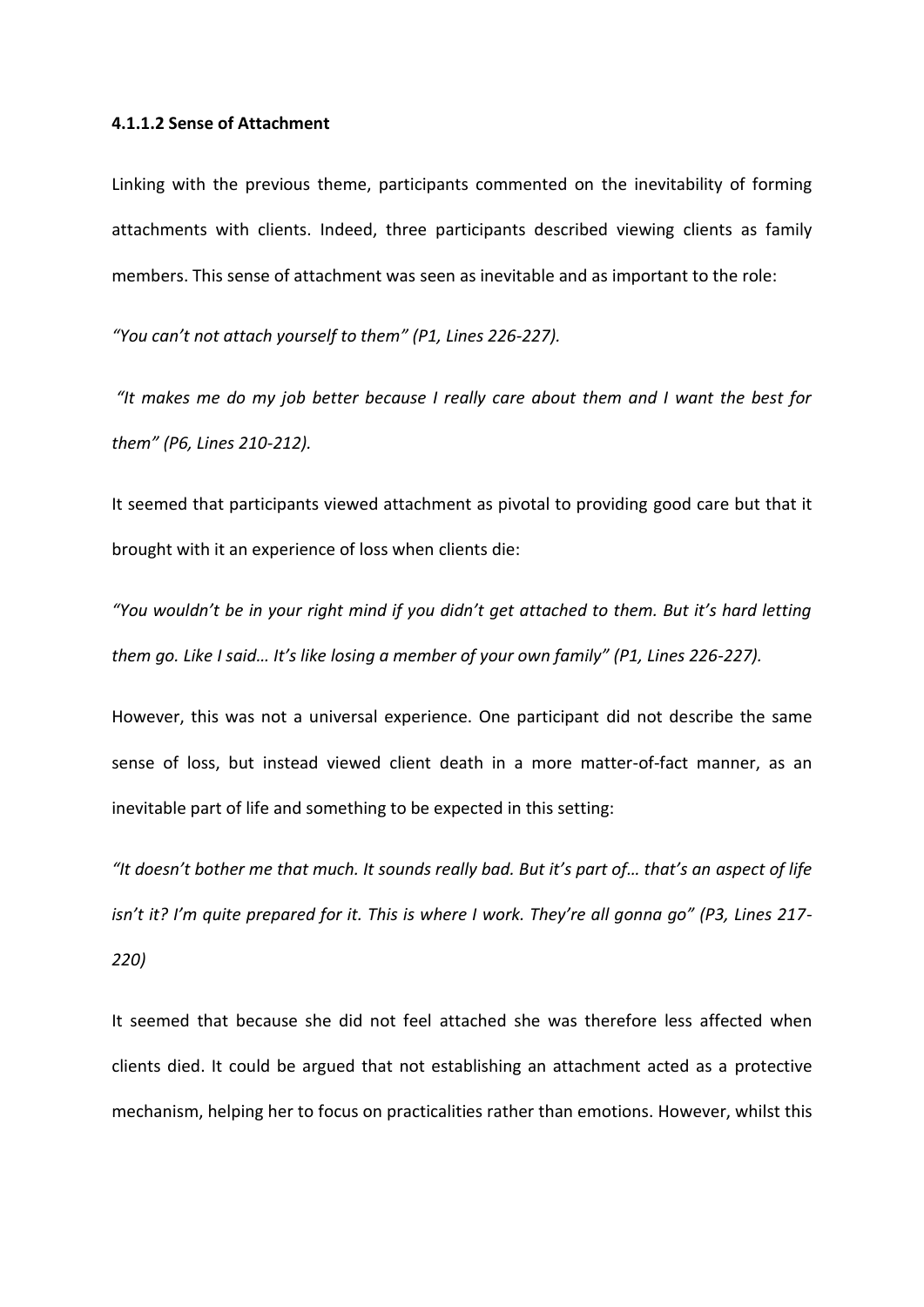#### 4.1.1.2 Sense of Attachment

Linking with the previous theme, participants commented on the inevitability of forming attachments with clients. Indeed, three participants described viewing clients as family members. This sense of attachment was seen as inevitable and as important to the role:

*"You can't not attach yourself to them" (P1, Lines 226-227).*

*"It makes me do my job better because I really care about them and I want the best for them" (P6, Lines 210-212).*

It seemed that participants viewed attachment as pivotal to providing good care but that it brought with it an experience of loss when clients die:

*"You wouldn't be in your right mind if you didn't get attached to them. But it's hard letting them go. Like I said… It's like losing a member of your own family" (P1, Lines 226-227).*

However, this was not a universal experience. One participant did not describe the same sense of loss, but instead viewed client death in a more matter-of-fact manner, as an inevitable part of life and something to be expected in this setting:

*"It doesn't bother me that much. It sounds really bad. But it's part of… that's an aspect of life isn't it? I'm quite prepared for it. This is where I work. They're all gonna go" (P3, Lines 217-220)*

It seemed that because she did not feel attached she was therefore less affected when clients died. It could be argued that not establishing an attachment acted as a protective mechanism, helping her to focus on practicalities rather than emotions. However, whilst this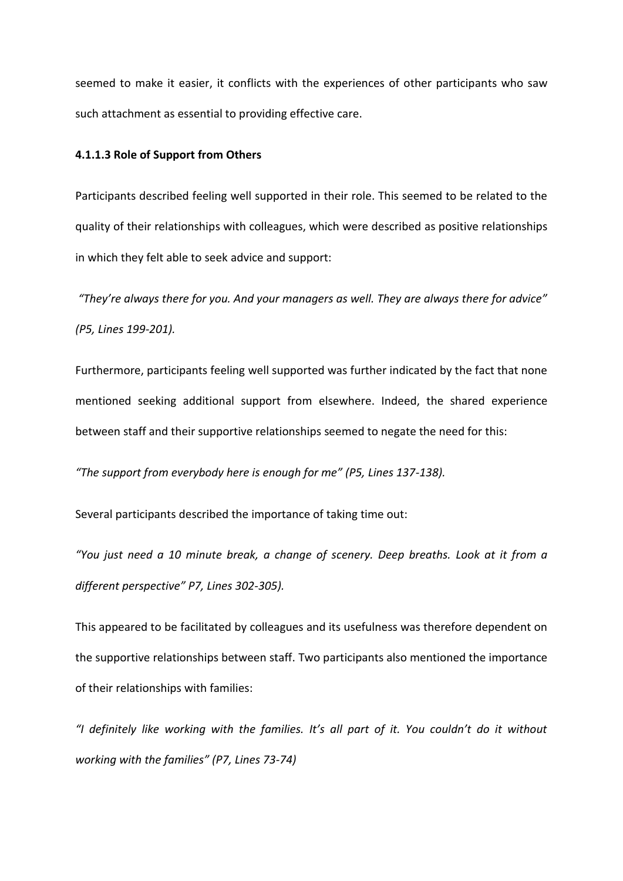seemed to make it easier, it conflicts with the experiences of other participants who saw such attachment as essential to providing effective care.

#### 4.1.1.3 Role of Support from Others

Participants described feeling well supported in their role. This seemed to be related to the quality of their relationships with colleagues, which were described as positive relationships in which they felt able to seek advice and support:

*"They're always there for you. And your managers as well. They are always there for advice" (P5, Lines 199-201).*

Furthermore, participants feeling well supported was further indicated by the fact that none mentioned seeking additional support from elsewhere. Indeed, the shared experience between staff and their supportive relationships seemed to negate the need for this:

*"The support from everybody here is enough for me" (P5, Lines 137-138).*

Several participants described the importance of taking time out:

*"You just need a 10 minute break, a change of scenery. Deep breaths. Look at it from a different perspective" P7, Lines 302-305).*

This appeared to be facilitated by colleagues and its usefulness was therefore dependent on the supportive relationships between staff. Two participants also mentioned the importance of their relationships with families:

*"I definitely like working with the families. It's all part of it. You couldn't do it without working with the families" (P7, Lines 73-74)*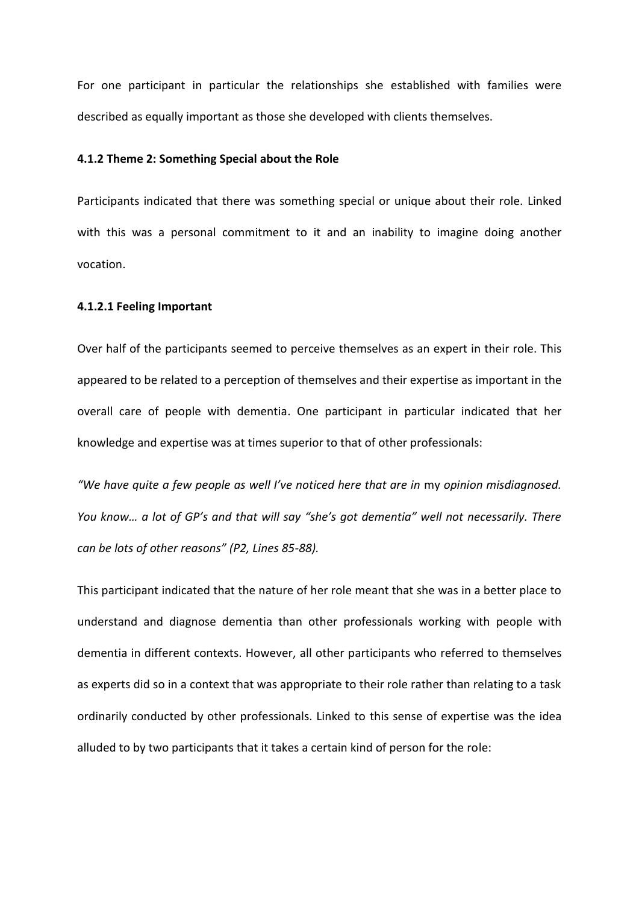For one participant in particular the relationships she established with families were described as equally important as those she developed with clients themselves.

#### 4.1.2 Theme 2: Something Special about the Role

Participants indicated that there was something special or unique about their role. Linked with this was a personal commitment to it and an inability to imagine doing another vocation.

##### 4.1.2.1 Feeling Important

Over half of the participants seemed to perceive themselves as an expert in their role. This appeared to be related to a perception of themselves and their expertise as important in the overall care of people with dementia. One participant in particular indicated that her knowledge and expertise was at times superior to that of other professionals:

*"We have quite a few people as well I've noticed here that are in* my *opinion misdiagnosed. You know… a lot of GP's and that will say "she's got dementia" well not necessarily. There can be lots of other reasons" (P2, Lines 85-88).*

This participant indicated that the nature of her role meant that she was in a better place to understand and diagnose dementia than other professionals working with people with dementia in different contexts. However, all other participants who referred to themselves as experts did so in a context that was appropriate to their role rather than relating to a task ordinarily conducted by other professionals. Linked to this sense of expertise was the idea alluded to by two participants that it takes a certain kind of person for the role: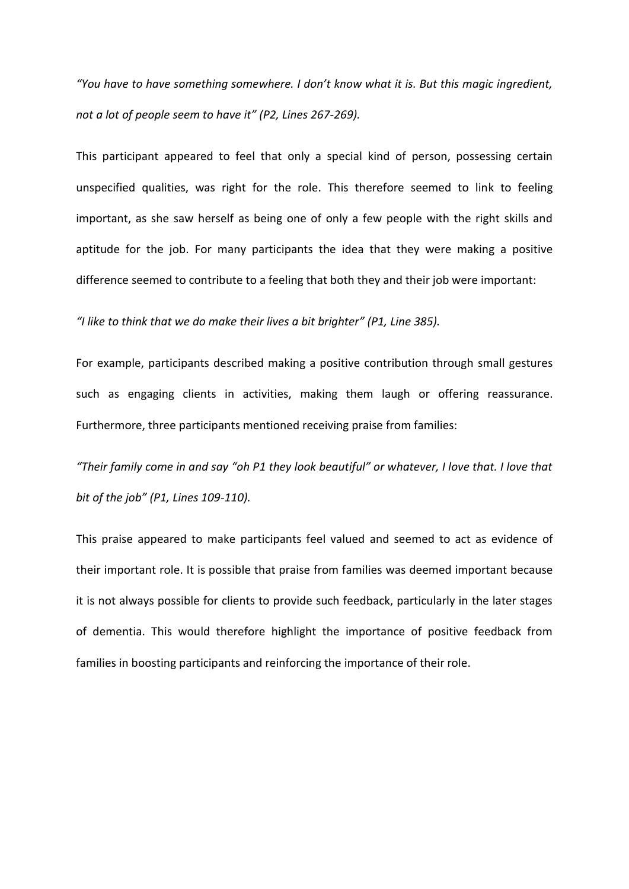*"You have to have something somewhere. I don't know what it is. But this magic ingredient, not a lot of people seem to have it" (P2, Lines 267-269).*

This participant appeared to feel that only a special kind of person, possessing certain unspecified qualities, was right for the role. This therefore seemed to link to feeling important, as she saw herself as being one of only a few people with the right skills and aptitude for the job. For many participants the idea that they were making a positive difference seemed to contribute to a feeling that both they and their job were important:

*"I like to think that we do make their lives a bit brighter" (P1, Line 385).*

For example, participants described making a positive contribution through small gestures such as engaging clients in activities, making them laugh or offering reassurance. Furthermore, three participants mentioned receiving praise from families:

*"Their family come in and say "oh P1 they look beautiful" or whatever, I love that. I love that bit of the job" (P1, Lines 109-110).*

This praise appeared to make participants feel valued and seemed to act as evidence of their important role. It is possible that praise from families was deemed important because it is not always possible for clients to provide such feedback, particularly in the later stages of dementia. This would therefore highlight the importance of positive feedback from families in boosting participants and reinforcing the importance of their role.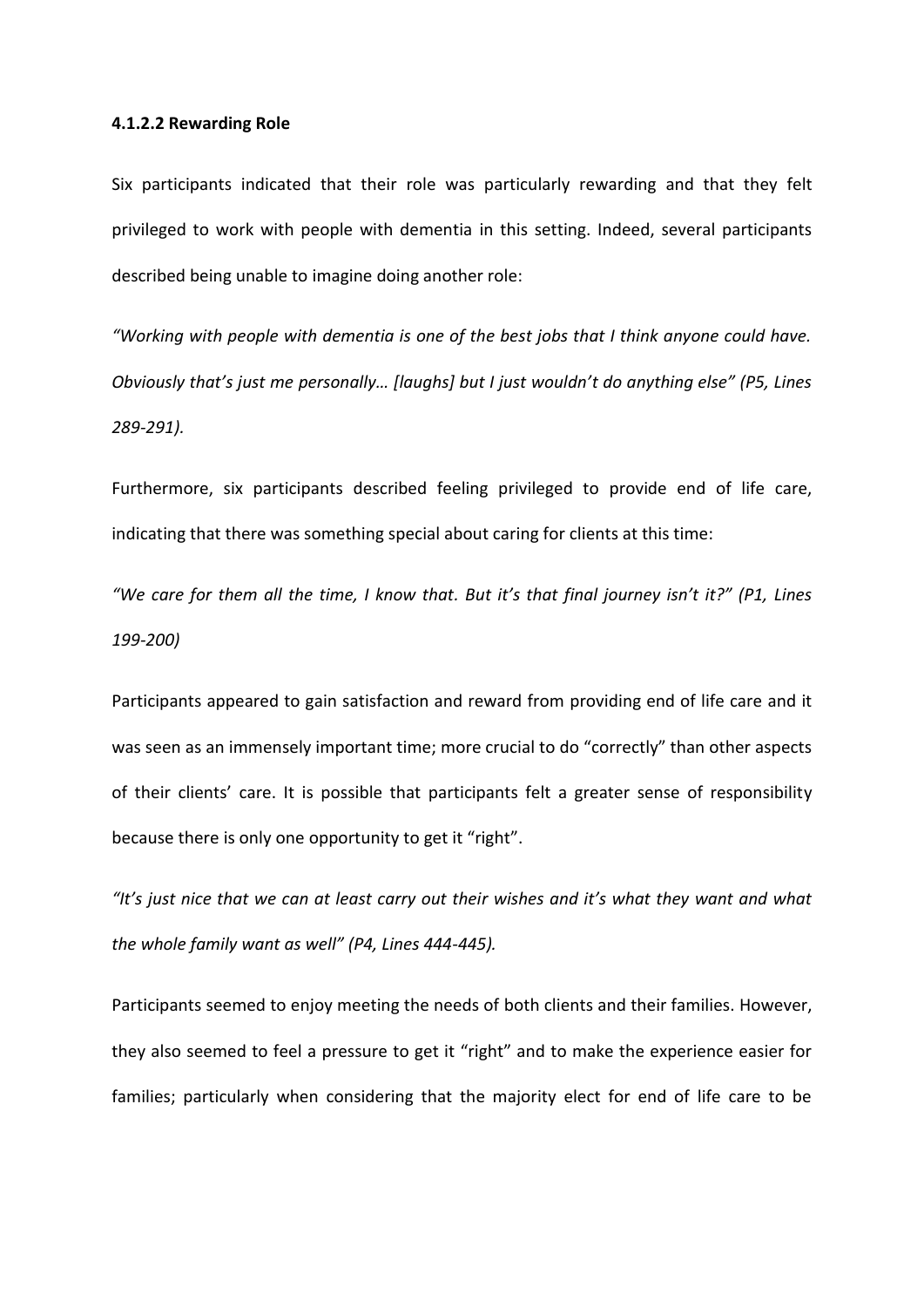#### 4.1.2.2 Rewarding Role

Six participants indicated that their role was particularly rewarding and that they felt privileged to work with people with dementia in this setting. Indeed, several participants described being unable to imagine doing another role:

*"Working with people with dementia is one of the best jobs that I think anyone could have. Obviously that's just me personally… [laughs] but I just wouldn't do anything else" (P5, Lines 289-291).*

Furthermore, six participants described feeling privileged to provide end of life care, indicating that there was something special about caring for clients at this time:

*"We care for them all the time, I know that. But it's that final journey isn't it?" (P1, Lines 199-200)*

Participants appeared to gain satisfaction and reward from providing end of life care and it was seen as an immensely important time; more crucial to do "correctly" than other aspects of their clients' care. It is possible that participants felt a greater sense of responsibility because there is only one opportunity to get it "right".

*"It's just nice that we can at least carry out their wishes and it's what they want and what the whole family want as well" (P4, Lines 444-445).*

Participants seemed to enjoy meeting the needs of both clients and their families. However, they also seemed to feel a pressure to get it "right" and to make the experience easier for families; particularly when considering that the majority elect for end of life care to be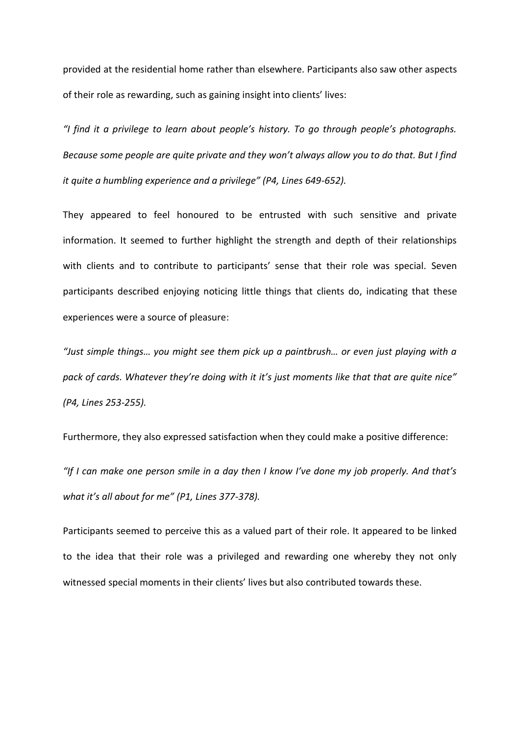provided at the residential home rather than elsewhere. Participants also saw other aspects of their role as rewarding, such as gaining insight into clients' lives:

*"I find it a privilege to learn about people's history. To go through people's photographs. Because some people are quite private and they won't always allow you to do that. But I find it quite a humbling experience and a privilege" (P4, Lines 649-652).*

They appeared to feel honoured to be entrusted with such sensitive and private information. It seemed to further highlight the strength and depth of their relationships with clients and to contribute to participants' sense that their role was special. Seven participants described enjoying noticing little things that clients do, indicating that these experiences were a source of pleasure:

*"Just simple things… you might see them pick up a paintbrush… or even just playing with a pack of cards. Whatever they're doing with it it's just moments like that that are quite nice" (P4, Lines 253-255).*

Furthermore, they also expressed satisfaction when they could make a positive difference:

*"If I can make one person smile in a day then I know I've done my job properly. And that's what it's all about for me" (P1, Lines 377-378).*

Participants seemed to perceive this as a valued part of their role. It appeared to be linked to the idea that their role was a privileged and rewarding one whereby they not only witnessed special moments in their clients' lives but also contributed towards these.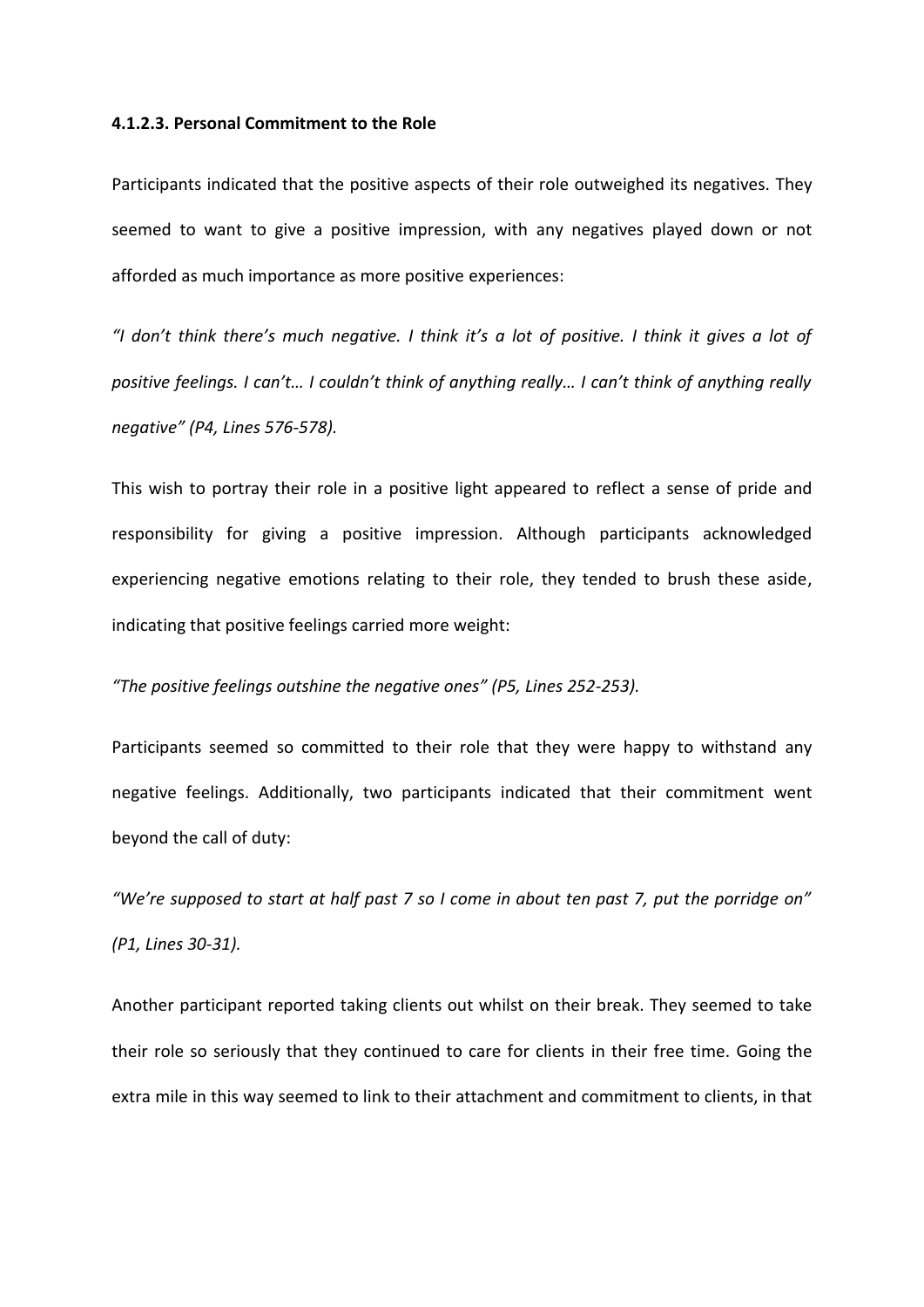#### 4.1.2.3. Personal Commitment to the Role

Participants indicated that the positive aspects of their role outweighed its negatives. They seemed to want to give a positive impression, with any negatives played down or not afforded as much importance as more positive experiences:

*"I don't think there's much negative. I think it's a lot of positive. I think it gives a lot of positive feelings. I can't… I couldn't think of anything really… I can't think of anything really negative" (P4, Lines 576-578).*

This wish to portray their role in a positive light appeared to reflect a sense of pride and responsibility for giving a positive impression. Although participants acknowledged experiencing negative emotions relating to their role, they tended to brush these aside, indicating that positive feelings carried more weight:

*"The positive feelings outshine the negative ones" (P5, Lines 252-253).*

Participants seemed so committed to their role that they were happy to withstand any negative feelings. Additionally, two participants indicated that their commitment went beyond the call of duty:

*"We're supposed to start at half past 7 so I come in about ten past 7, put the porridge on" (P1, Lines 30-31).*

Another participant reported taking clients out whilst on their break. They seemed to take their role so seriously that they continued to care for clients in their free time. Going the extra mile in this way seemed to link to their attachment and commitment to clients, in that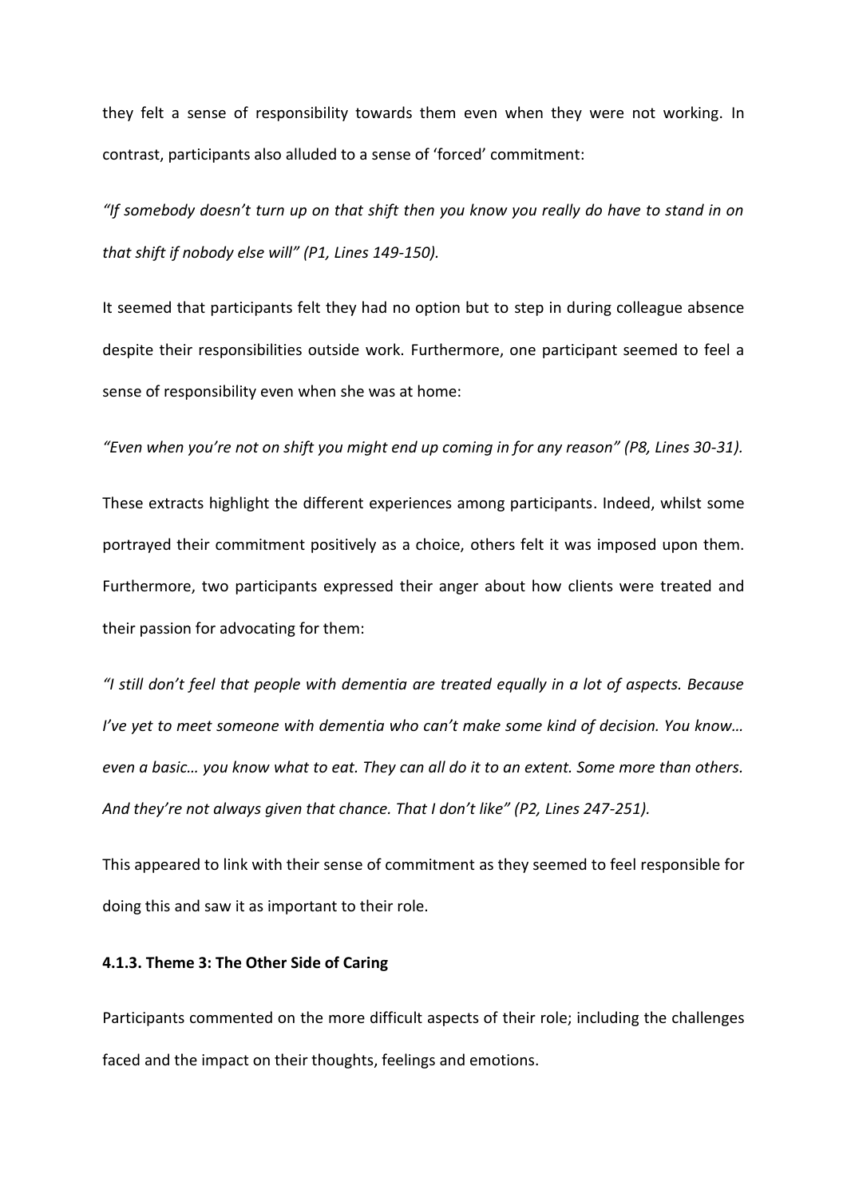they felt a sense of responsibility towards them even when they were not working. In contrast, participants also alluded to a sense of 'forced' commitment:

*"If somebody doesn't turn up on that shift then you know you really do have to stand in on that shift if nobody else will" (P1, Lines 149-150).*

It seemed that participants felt they had no option but to step in during colleague absence despite their responsibilities outside work. Furthermore, one participant seemed to feel a sense of responsibility even when she was at home:

*"Even when you're not on shift you might end up coming in for any reason" (P8, Lines 30-31).*

These extracts highlight the different experiences among participants. Indeed, whilst some portrayed their commitment positively as a choice, others felt it was imposed upon them. Furthermore, two participants expressed their anger about how clients were treated and their passion for advocating for them:

*"I still don't feel that people with dementia are treated equally in a lot of aspects. Because I've yet to meet someone with dementia who can't make some kind of decision. You know… even a basic… you know what to eat. They can all do it to an extent. Some more than others. And they're not always given that chance. That I don't like" (P2, Lines 247-251).*

This appeared to link with their sense of commitment as they seemed to feel responsible for doing this and saw it as important to their role.

#### 4.1.3. Theme 3: The Other Side of Caring

Participants commented on the more difficult aspects of their role; including the challenges faced and the impact on their thoughts, feelings and emotions.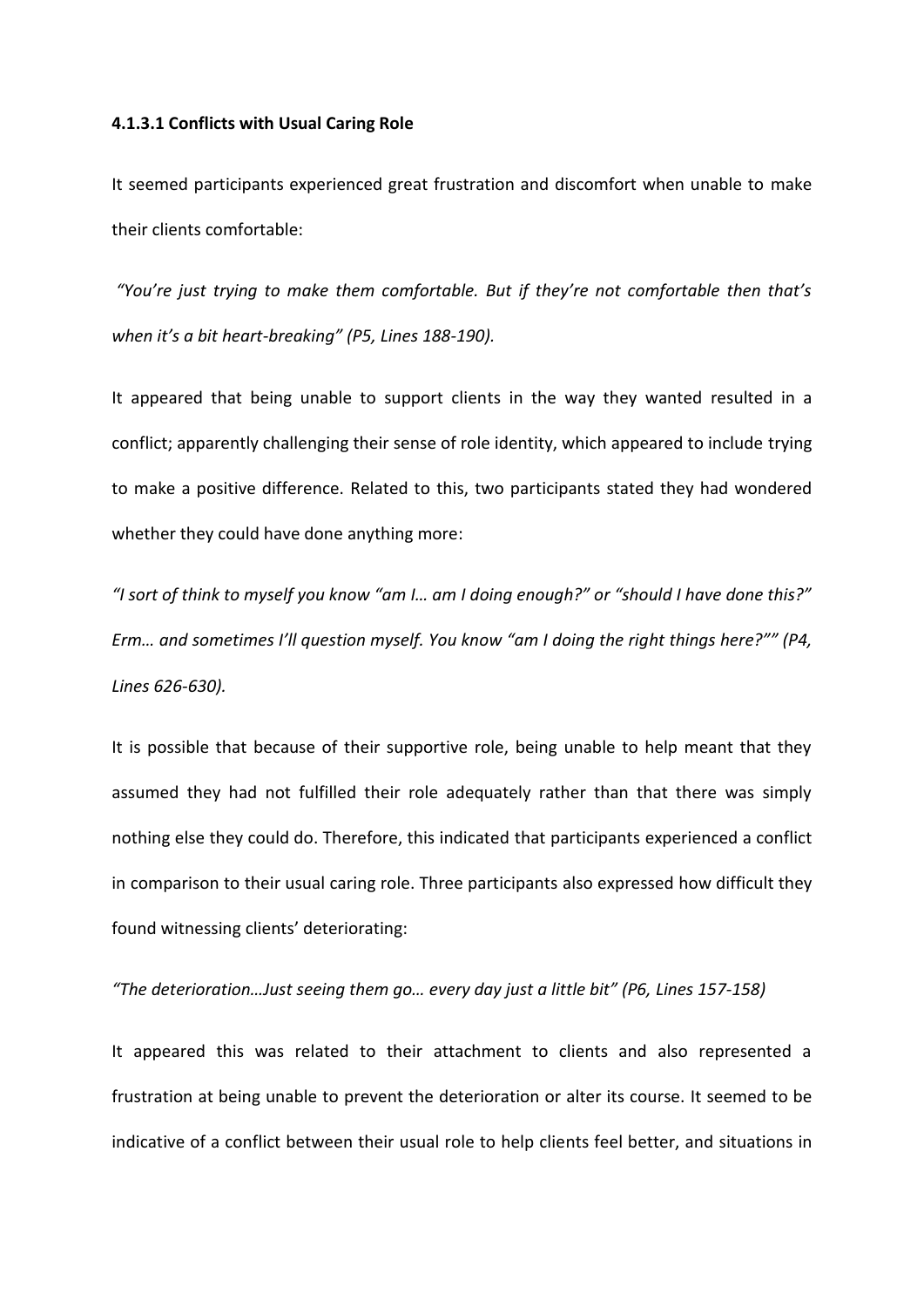#### 4.1.3.1 Conflicts with Usual Caring Role

It seemed participants experienced great frustration and discomfort when unable to make their clients comfortable:

*"You're just trying to make them comfortable. But if they're not comfortable then that's when it's a bit heart-breaking" (P5, Lines 188-190).*

It appeared that being unable to support clients in the way they wanted resulted in a conflict; apparently challenging their sense of role identity, which appeared to include trying to make a positive difference. Related to this, two participants stated they had wondered whether they could have done anything more:

*"I sort of think to myself you know "am I… am I doing enough?" or "should I have done this?" Erm… and sometimes I'll question myself. You know "am I doing the right things here?"" (P4, Lines 626-630).*

It is possible that because of their supportive role, being unable to help meant that they assumed they had not fulfilled their role adequately rather than that there was simply nothing else they could do. Therefore, this indicated that participants experienced a conflict in comparison to their usual caring role. Three participants also expressed how difficult they found witnessing clients' deteriorating:

*"The deterioration…Just seeing them go… every day just a little bit" (P6, Lines 157-158)*

It appeared this was related to their attachment to clients and also represented a frustration at being unable to prevent the deterioration or alter its course. It seemed to be indicative of a conflict between their usual role to help clients feel better, and situations in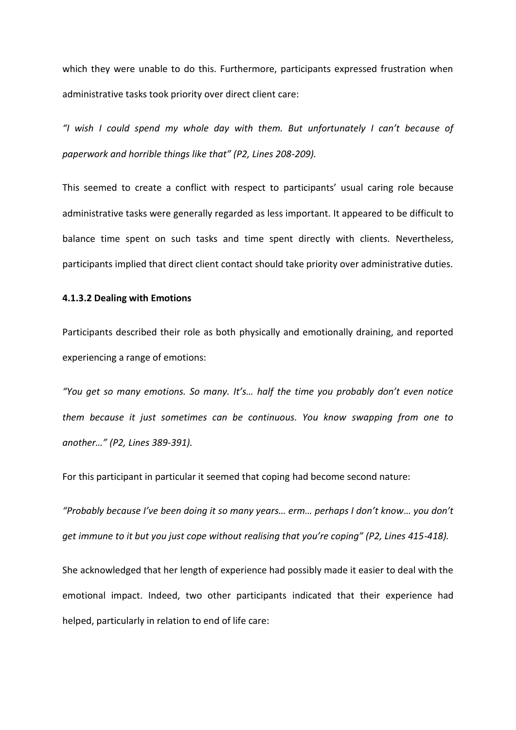which they were unable to do this. Furthermore, participants expressed frustration when administrative tasks took priority over direct client care:

*"I wish I could spend my whole day with them. But unfortunately I can't because of paperwork and horrible things like that" (P2, Lines 208-209).*

This seemed to create a conflict with respect to participants' usual caring role because administrative tasks were generally regarded as less important. It appeared to be difficult to balance time spent on such tasks and time spent directly with clients. Nevertheless, participants implied that direct client contact should take priority over administrative duties.

#### 4.1.3.2 Dealing with Emotions

Participants described their role as both physically and emotionally draining, and reported experiencing a range of emotions:

*"You get so many emotions. So many. It's… half the time you probably don't even notice them because it just sometimes can be continuous. You know swapping from one to another…" (P2, Lines 389-391).*

For this participant in particular it seemed that coping had become second nature:

*"Probably because I've been doing it so many years… erm… perhaps I don't know… you don't get immune to it but you just cope without realising that you're coping" (P2, Lines 415-418).*

She acknowledged that her length of experience had possibly made it easier to deal with the emotional impact. Indeed, two other participants indicated that their experience had helped, particularly in relation to end of life care: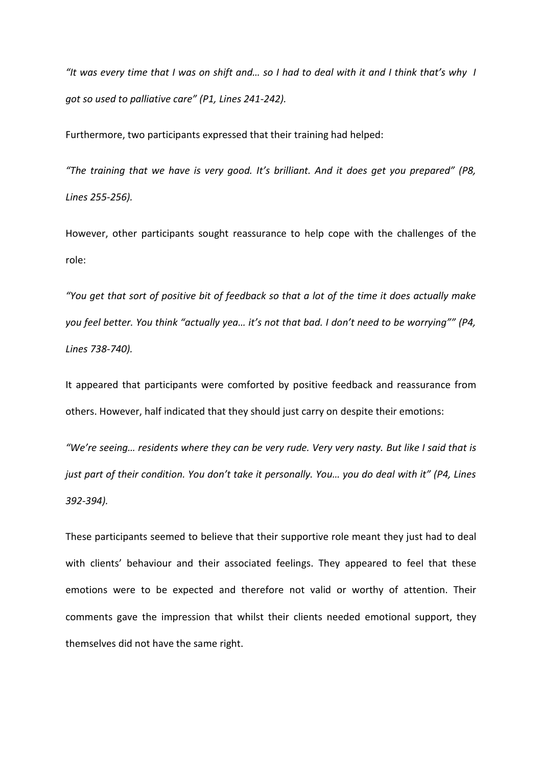*"It was every time that I was on shift and… so I had to deal with it and I think that's why I got so used to palliative care" (P1, Lines 241-242).*

Furthermore, two participants expressed that their training had helped:

*"The training that we have is very good. It's brilliant. And it does get you prepared" (P8, Lines 255-256).*

However, other participants sought reassurance to help cope with the challenges of the role:

*"You get that sort of positive bit of feedback so that a lot of the time it does actually make you feel better. You think "actually yea… it's not that bad. I don't need to be worrying"" (P4, Lines 738-740).*

It appeared that participants were comforted by positive feedback and reassurance from others. However, half indicated that they should just carry on despite their emotions:

*"We're seeing… residents where they can be very rude. Very very nasty. But like I said that is just part of their condition. You don't take it personally. You… you do deal with it" (P4, Lines 392-394).*

These participants seemed to believe that their supportive role meant they just had to deal with clients' behaviour and their associated feelings. They appeared to feel that these emotions were to be expected and therefore not valid or worthy of attention. Their comments gave the impression that whilst their clients needed emotional support, they themselves did not have the same right.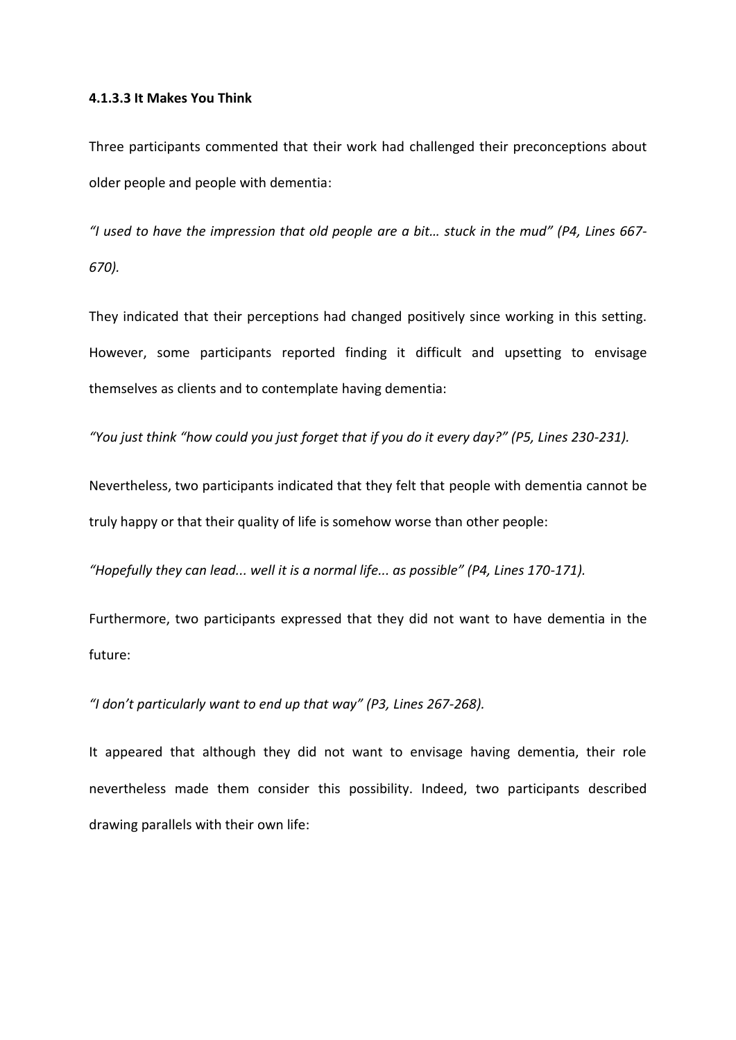#### 4.1.3.3 It Makes You Think

Three participants commented that their work had challenged their preconceptions about older people and people with dementia:

*"I used to have the impression that old people are a bit… stuck in the mud" (P4, Lines 667-670).*

They indicated that their perceptions had changed positively since working in this setting. However, some participants reported finding it difficult and upsetting to envisage themselves as clients and to contemplate having dementia:

*"You just think "how could you just forget that if you do it every day?" (P5, Lines 230-231).*

Nevertheless, two participants indicated that they felt that people with dementia cannot be truly happy or that their quality of life is somehow worse than other people:

*"Hopefully they can lead... well it is a normal life... as possible" (P4, Lines 170-171).*

Furthermore, two participants expressed that they did not want to have dementia in the future:

*"I don't particularly want to end up that way" (P3, Lines 267-268).*

It appeared that although they did not want to envisage having dementia, their role nevertheless made them consider this possibility. Indeed, two participants described drawing parallels with their own life: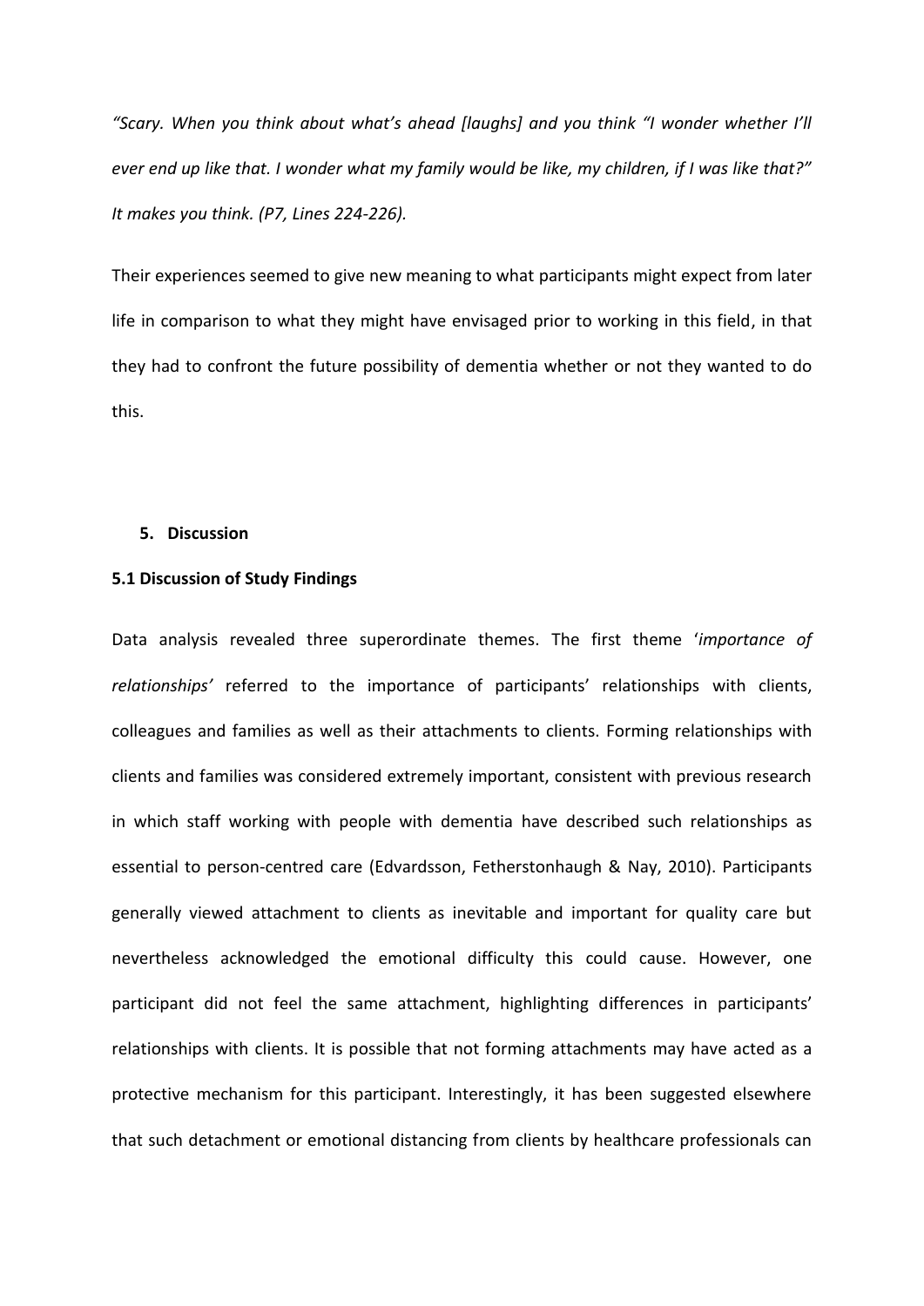*"Scary. When you think about what's ahead [laughs] and you think "I wonder whether I'll ever end up like that. I wonder what my family would be like, my children, if I was like that?" It makes you think. (P7, Lines 224-226).*

Their experiences seemed to give new meaning to what participants might expect from later life in comparison to what they might have envisaged prior to working in this field, in that they had to confront the future possibility of dementia whether or not they wanted to do this.

## 5. Discussion

### 5.1 Discussion of Study Findings

Data analysis revealed three superordinate themes. The first theme '*importance of relationships'* referred to the importance of participants' relationships with clients, colleagues and families as well as their attachments to clients. Forming relationships with clients and families was considered extremely important, consistent with previous research in which staff working with people with dementia have described such relationships as essential to person-centred care (Edvardsson, Fetherstonhaugh & Nay, 2010). Participants generally viewed attachment to clients as inevitable and important for quality care but nevertheless acknowledged the emotional difficulty this could cause. However, one participant did not feel the same attachment, highlighting differences in participants' relationships with clients. It is possible that not forming attachments may have acted as a protective mechanism for this participant. Interestingly, it has been suggested elsewhere that such detachment or emotional distancing from clients by healthcare professionals can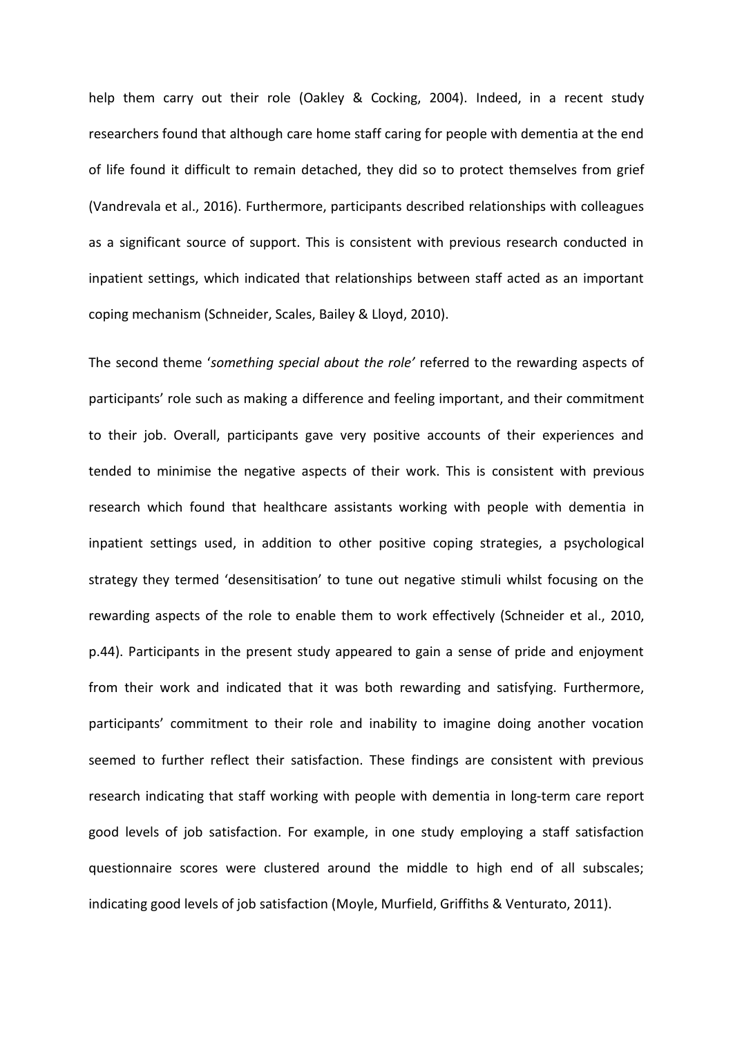help them carry out their role (Oakley & Cocking, 2004). Indeed, in a recent study researchers found that although care home staff caring for people with dementia at the end of life found it difficult to remain detached, they did so to protect themselves from grief (Vandrevala et al., 2016). Furthermore, participants described relationships with colleagues as a significant source of support. This is consistent with previous research conducted in inpatient settings, which indicated that relationships between staff acted as an important coping mechanism (Schneider, Scales, Bailey & Lloyd, 2010).

The second theme '*something special about the role'* referred to the rewarding aspects of participants' role such as making a difference and feeling important, and their commitment to their job. Overall, participants gave very positive accounts of their experiences and tended to minimise the negative aspects of their work. This is consistent with previous research which found that healthcare assistants working with people with dementia in inpatient settings used, in addition to other positive coping strategies, a psychological strategy they termed 'desensitisation' to tune out negative stimuli whilst focusing on the rewarding aspects of the role to enable them to work effectively (Schneider et al., 2010, p.44). Participants in the present study appeared to gain a sense of pride and enjoyment from their work and indicated that it was both rewarding and satisfying. Furthermore, participants' commitment to their role and inability to imagine doing another vocation seemed to further reflect their satisfaction. These findings are consistent with previous research indicating that staff working with people with dementia in long-term care report good levels of job satisfaction. For example, in one study employing a staff satisfaction questionnaire scores were clustered around the middle to high end of all subscales; indicating good levels of job satisfaction (Moyle, Murfield, Griffiths & Venturato, 2011).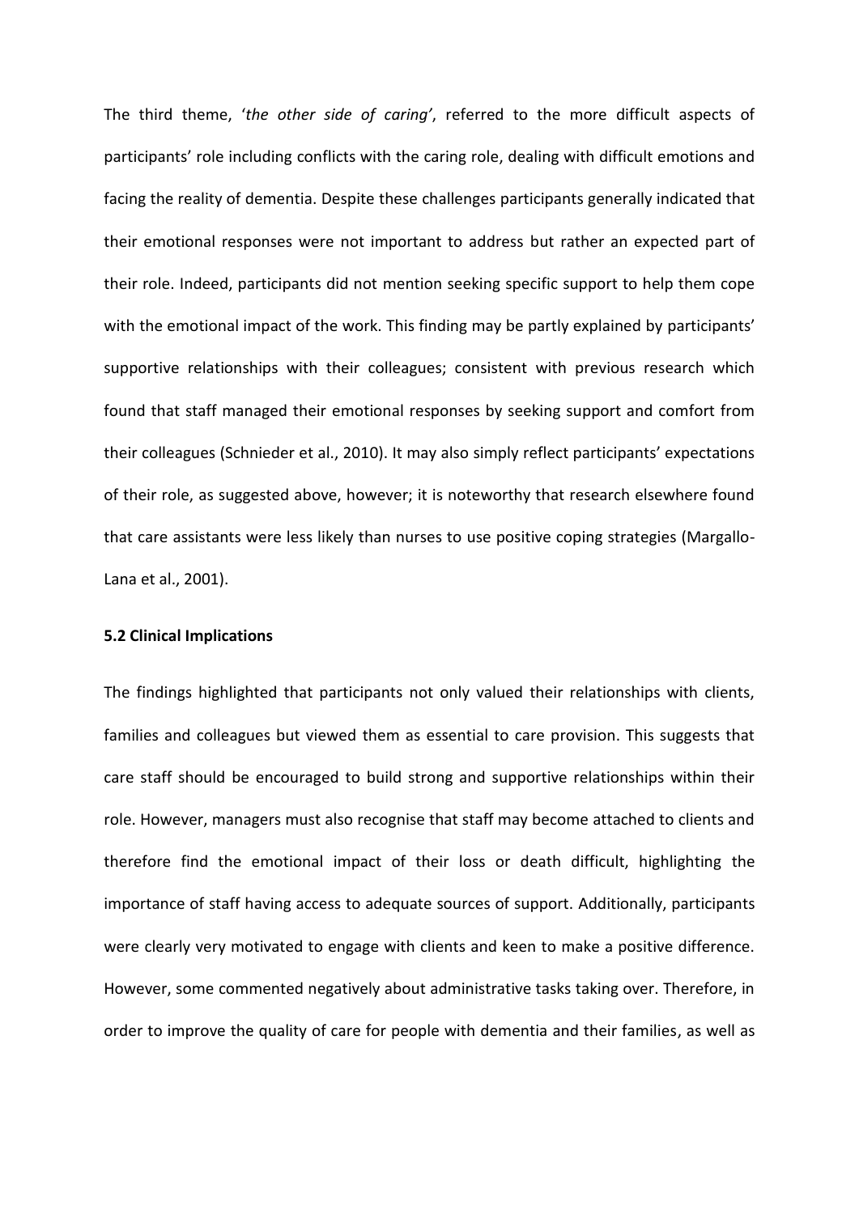The third theme, '*the other side of caring'*, referred to the more difficult aspects of participants' role including conflicts with the caring role, dealing with difficult emotions and facing the reality of dementia. Despite these challenges participants generally indicated that their emotional responses were not important to address but rather an expected part of their role. Indeed, participants did not mention seeking specific support to help them cope with the emotional impact of the work. This finding may be partly explained by participants' supportive relationships with their colleagues; consistent with previous research which found that staff managed their emotional responses by seeking support and comfort from their colleagues (Schnieder et al., 2010). It may also simply reflect participants' expectations of their role, as suggested above, however; it is noteworthy that research elsewhere found that care assistants were less likely than nurses to use positive coping strategies (Margallo-Lana et al., 2001).

**5.2 Clinical Implications**

The findings highlighted that participants not only valued their relationships with clients, families and colleagues but viewed them as essential to care provision. This suggests that care staff should be encouraged to build strong and supportive relationships within their role. However, managers must also recognise that staff may become attached to clients and therefore find the emotional impact of their loss or death difficult, highlighting the importance of staff having access to adequate sources of support. Additionally, participants were clearly very motivated to engage with clients and keen to make a positive difference. However, some commented negatively about administrative tasks taking over. Therefore, in order to improve the quality of care for people with dementia and their families, as well as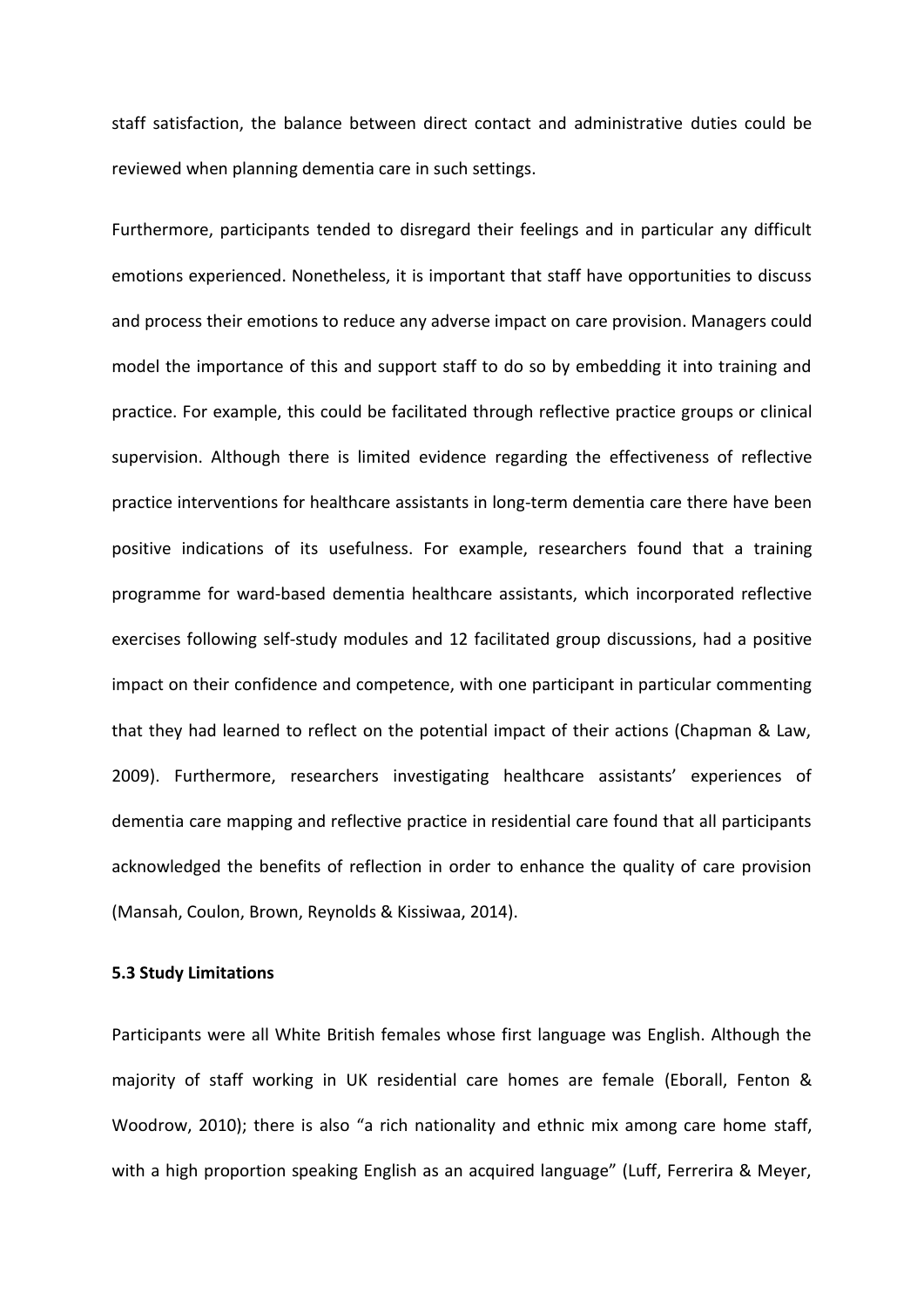staff satisfaction, the balance between direct contact and administrative duties could be reviewed when planning dementia care in such settings.

Furthermore, participants tended to disregard their feelings and in particular any difficult emotions experienced. Nonetheless, it is important that staff have opportunities to discuss and process their emotions to reduce any adverse impact on care provision. Managers could model the importance of this and support staff to do so by embedding it into training and practice. For example, this could be facilitated through reflective practice groups or clinical supervision. Although there is limited evidence regarding the effectiveness of reflective practice interventions for healthcare assistants in long-term dementia care there have been positive indications of its usefulness. For example, researchers found that a training programme for ward-based dementia healthcare assistants, which incorporated reflective exercises following self-study modules and 12 facilitated group discussions, had a positive impact on their confidence and competence, with one participant in particular commenting that they had learned to reflect on the potential impact of their actions (Chapman & Law, 2009). Furthermore, researchers investigating healthcare assistants' experiences of dementia care mapping and reflective practice in residential care found that all participants acknowledged the benefits of reflection in order to enhance the quality of care provision (Mansah, Coulon, Brown, Reynolds & Kissiwaa, 2014).

### 5.3 Study Limitations

Participants were all White British females whose first language was English. Although the majority of staff working in UK residential care homes are female (Eborall, Fenton & Woodrow, 2010); there is also "a rich nationality and ethnic mix among care home staff, with a high proportion speaking English as an acquired language" (Luff, Ferrerira & Meyer,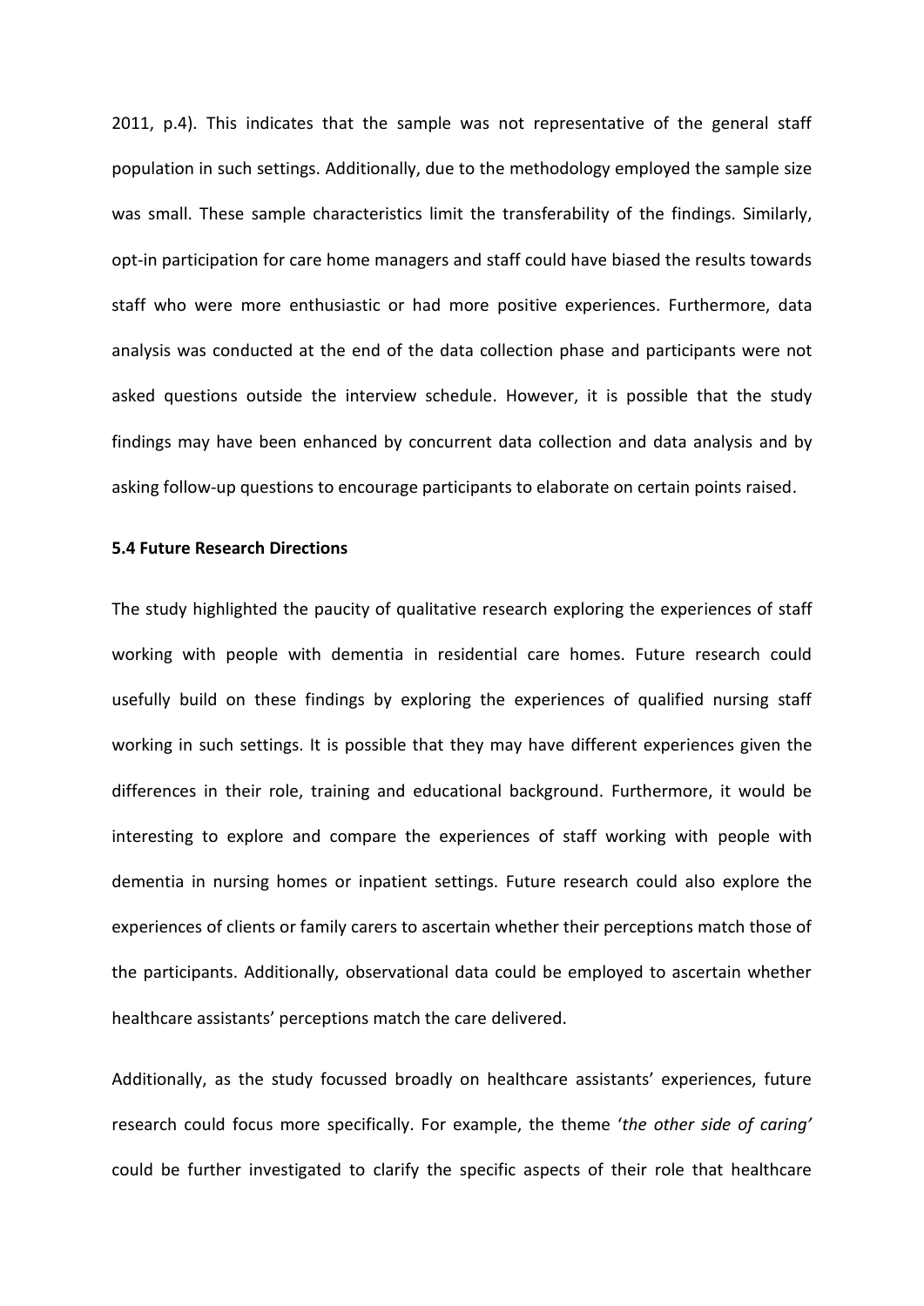2011, p.4). This indicates that the sample was not representative of the general staff population in such settings. Additionally, due to the methodology employed the sample size was small. These sample characteristics limit the transferability of the findings. Similarly, opt-in participation for care home managers and staff could have biased the results towards staff who were more enthusiastic or had more positive experiences. Furthermore, data analysis was conducted at the end of the data collection phase and participants were not asked questions outside the interview schedule. However, it is possible that the study findings may have been enhanced by concurrent data collection and data analysis and by asking follow-up questions to encourage participants to elaborate on certain points raised.

**5.4 Future Research Directions**

The study highlighted the paucity of qualitative research exploring the experiences of staff working with people with dementia in residential care homes. Future research could usefully build on these findings by exploring the experiences of qualified nursing staff working in such settings. It is possible that they may have different experiences given the differences in their role, training and educational background. Furthermore, it would be interesting to explore and compare the experiences of staff working with people with dementia in nursing homes or inpatient settings. Future research could also explore the experiences of clients or family carers to ascertain whether their perceptions match those of the participants. Additionally, observational data could be employed to ascertain whether healthcare assistants' perceptions match the care delivered.

Additionally, as the study focussed broadly on healthcare assistants' experiences, future research could focus more specifically. For example, the theme '*the other side of caring'* could be further investigated to clarify the specific aspects of their role that healthcare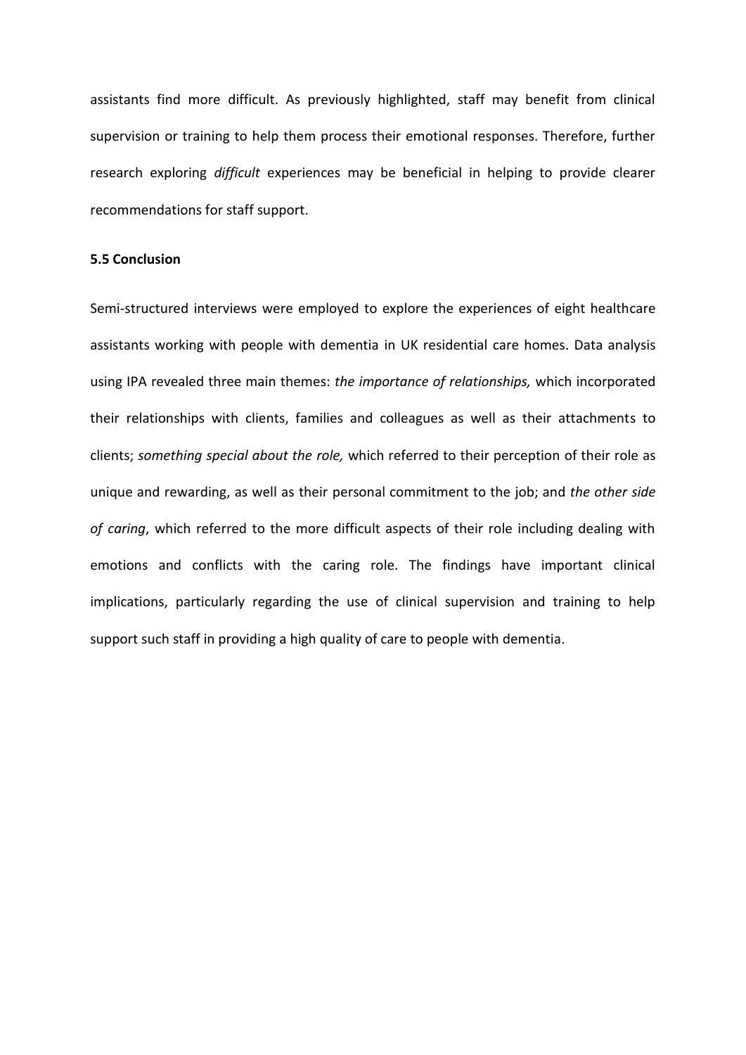assistants find more difficult. As previously highlighted, staff may benefit from clinical supervision or training to help them process their emotional responses. Therefore, further research exploring *difficult* experiences may be beneficial in helping to provide clearer recommendations for staff support.

**5.5 Conclusion**

Semi-structured interviews were employed to explore the experiences of eight healthcare assistants working with people with dementia in UK residential care homes. Data analysis using IPA revealed three main themes: *the importance of relationships,* which incorporated their relationships with clients, families and colleagues as well as their attachments to clients; *something special about the role,* which referred to their perception of their role as unique and rewarding, as well as their personal commitment to the job; and *the other side of caring*, which referred to the more difficult aspects of their role including dealing with emotions and conflicts with the caring role. The findings have important clinical implications, particularly regarding the use of clinical supervision and training to help support such staff in providing a high quality of care to people with dementia.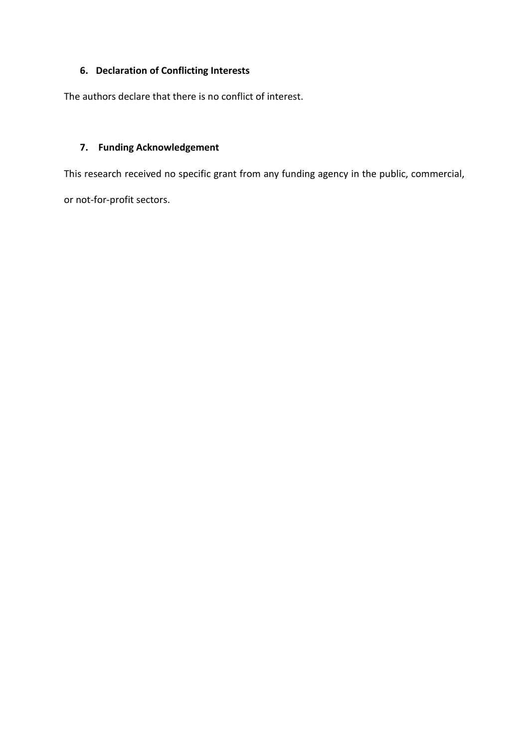## 6. Declaration of Conflicting Interests

The authors declare that there is no conflict of interest.

## 7. Funding Acknowledgement

This research received no specific grant from any funding agency in the public, commercial, or not-for-profit sectors.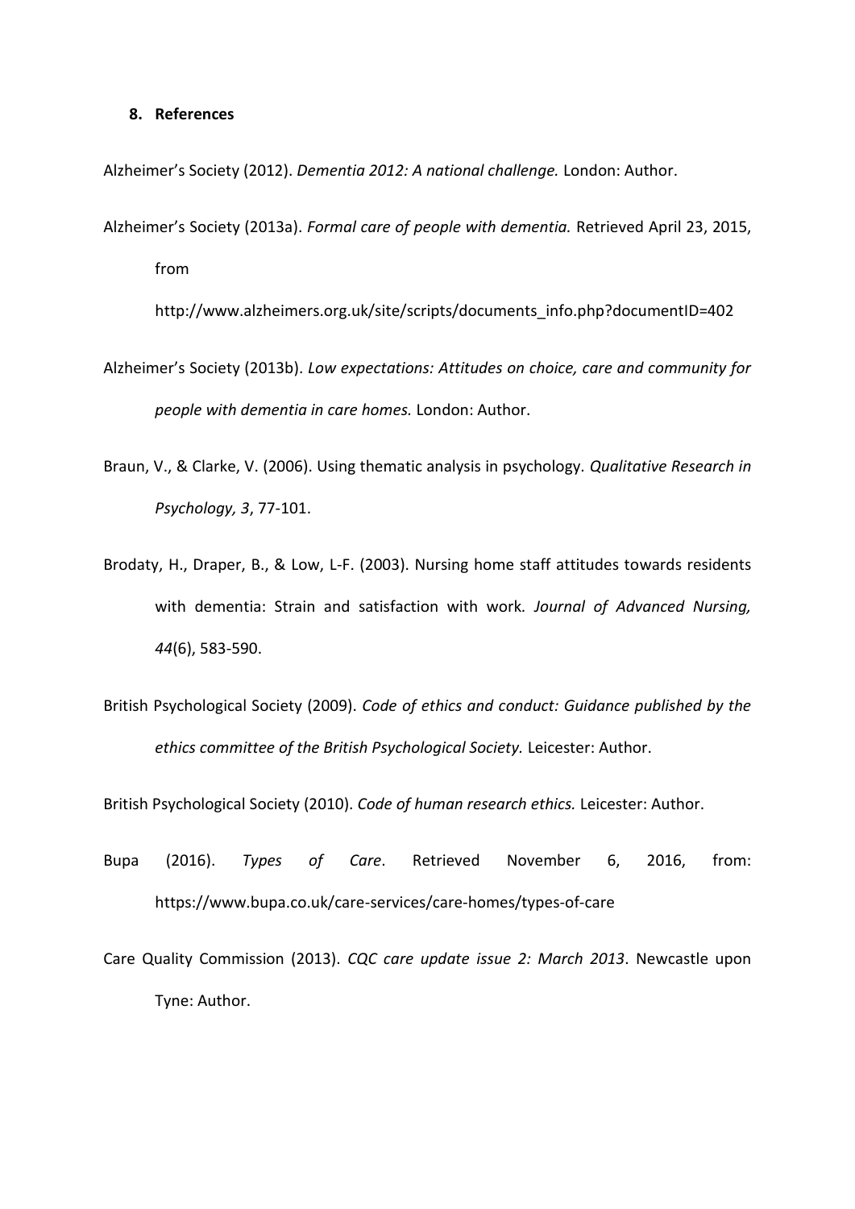## 8. References

Alzheimer's Society (2012). *Dementia 2012: A national challenge.* London: Author.

Alzheimer's Society (2013a). *Formal care of people with dementia.* Retrieved April 23, 2015, from http://www.alzheimers.org.uk/site/scripts/documents_info.php?documentID=402

Alzheimer's Society (2013b). *Low expectations: Attitudes on choice, care and community for people with dementia in care homes.* London: Author.

Braun, V., & Clarke, V. (2006). Using thematic analysis in psychology. *Qualitative Research in Psychology, 3*, 77-101.

Brodaty, H., Draper, B., & Low, L-F. (2003). Nursing home staff attitudes towards residents with dementia: Strain and satisfaction with work. *Journal of Advanced Nursing, 44*(6), 583-590.

British Psychological Society (2009). *Code of ethics and conduct: Guidance published by the ethics committee of the British Psychological Society.* Leicester: Author.

British Psychological Society (2010). *Code of human research ethics.* Leicester: Author.

Bupa (2016). *Types of Care*. Retrieved November 6, 2016, from: https://www.bupa.co.uk/care-services/care-homes/types-of-care

Care Quality Commission (2013). *CQC care update issue 2: March 2013*. Newcastle upon Tyne: Author.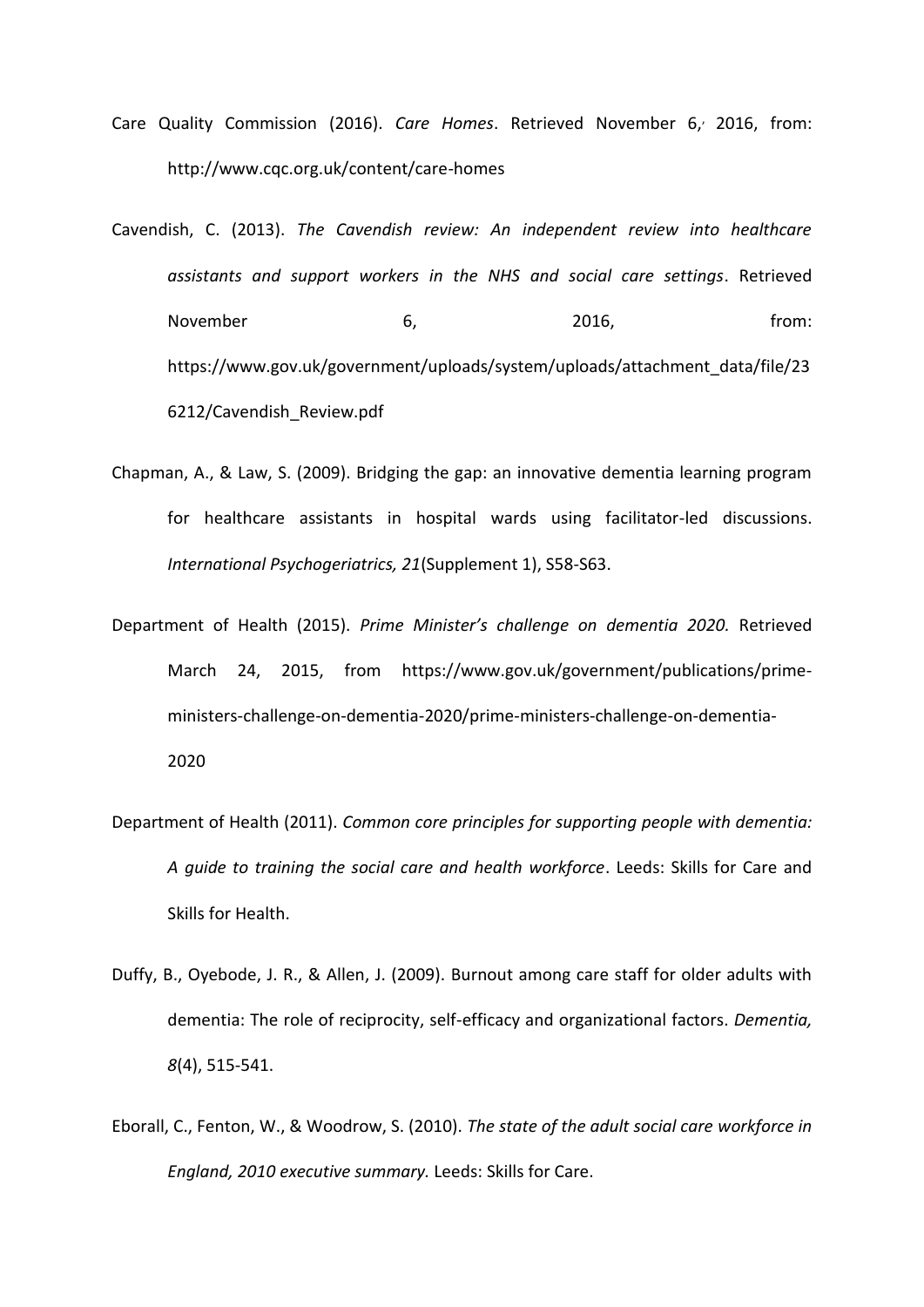Care Quality Commission (2016). *Care Homes*. Retrieved November 6, 2016, from: http://www.cqc.org.uk/content/care-homes

Cavendish, C. (2013). *The Cavendish review: An independent review into healthcare assistants and support workers in the NHS and social care settings*. Retrieved November 6, 2016, from: https://www.gov.uk/government/uploads/system/uploads/attachment_data/file/236212/Cavendish_Review.pdf

Chapman, A., & Law, S. (2009). Bridging the gap: an innovative dementia learning program for healthcare assistants in hospital wards using facilitator-led discussions. *International Psychogeriatrics, 21*(Supplement 1), S58-S63.

Department of Health (2015). *Prime Minister's challenge on dementia 2020.* Retrieved March 24, 2015, from https://www.gov.uk/government/publications/prime-ministers-challenge-on-dementia-2020/prime-ministers-challenge-on-dementia-2020

Department of Health (2011). *Common core principles for supporting people with dementia: A guide to training the social care and health workforce*. Leeds: Skills for Care and Skills for Health.

Duffy, B., Oyebode, J. R., & Allen, J. (2009). Burnout among care staff for older adults with dementia: The role of reciprocity, self-efficacy and organizational factors. *Dementia, 8*(4), 515-541.

Eborall, C., Fenton, W., & Woodrow, S. (2010). *The state of the adult social care workforce in England, 2010 executive summary.* Leeds: Skills for Care.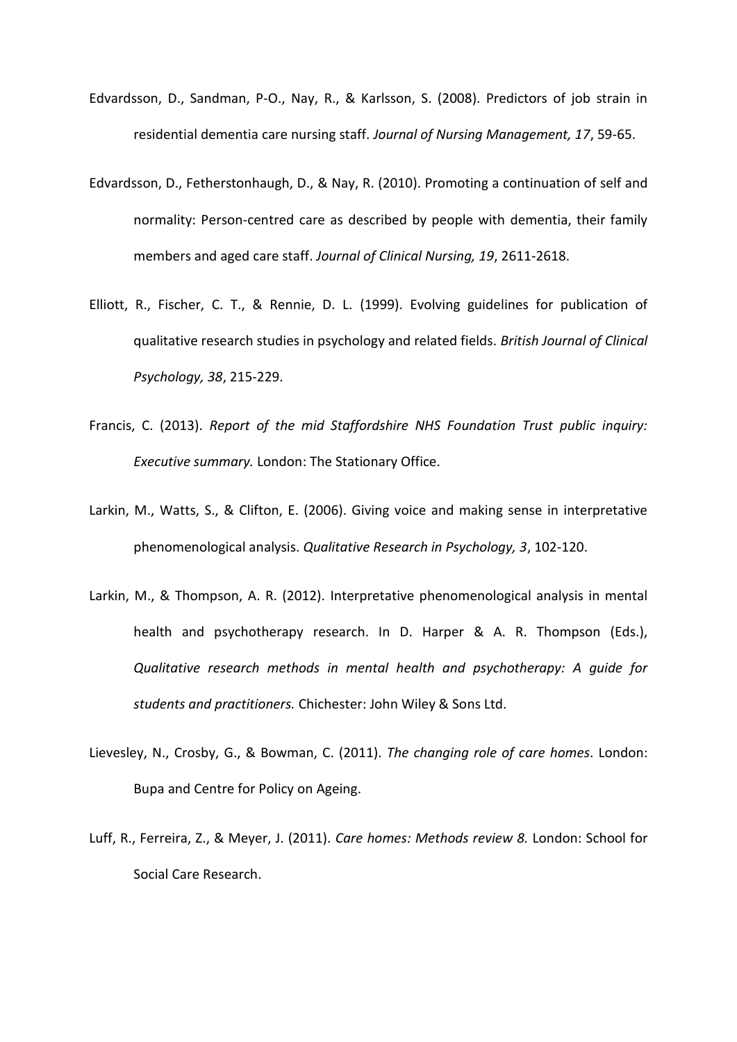Edvardsson, D., Sandman, P-O., Nay, R., & Karlsson, S. (2008). Predictors of job strain in residential dementia care nursing staff. *Journal of Nursing Management, 17*, 59-65.

Edvardsson, D., Fetherstonhaugh, D., & Nay, R. (2010). Promoting a continuation of self and normality: Person-centred care as described by people with dementia, their family members and aged care staff. *Journal of Clinical Nursing, 19*, 2611-2618.

Elliott, R., Fischer, C. T., & Rennie, D. L. (1999). Evolving guidelines for publication of qualitative research studies in psychology and related fields. *British Journal of Clinical Psychology, 38*, 215-229.

Francis, C. (2013). *Report of the mid Staffordshire NHS Foundation Trust public inquiry: Executive summary.* London: The Stationary Office.

Larkin, M., Watts, S., & Clifton, E. (2006). Giving voice and making sense in interpretative phenomenological analysis. *Qualitative Research in Psychology, 3*, 102-120.

Larkin, M., & Thompson, A. R. (2012). Interpretative phenomenological analysis in mental health and psychotherapy research. In D. Harper & A. R. Thompson (Eds.), *Qualitative research methods in mental health and psychotherapy: A guide for students and practitioners.* Chichester: John Wiley & Sons Ltd.

Lievesley, N., Crosby, G., & Bowman, C. (2011). *The changing role of care homes*. London: Bupa and Centre for Policy on Ageing.

Luff, R., Ferreira, Z., & Meyer, J. (2011). *Care homes: Methods review 8.* London: School for Social Care Research.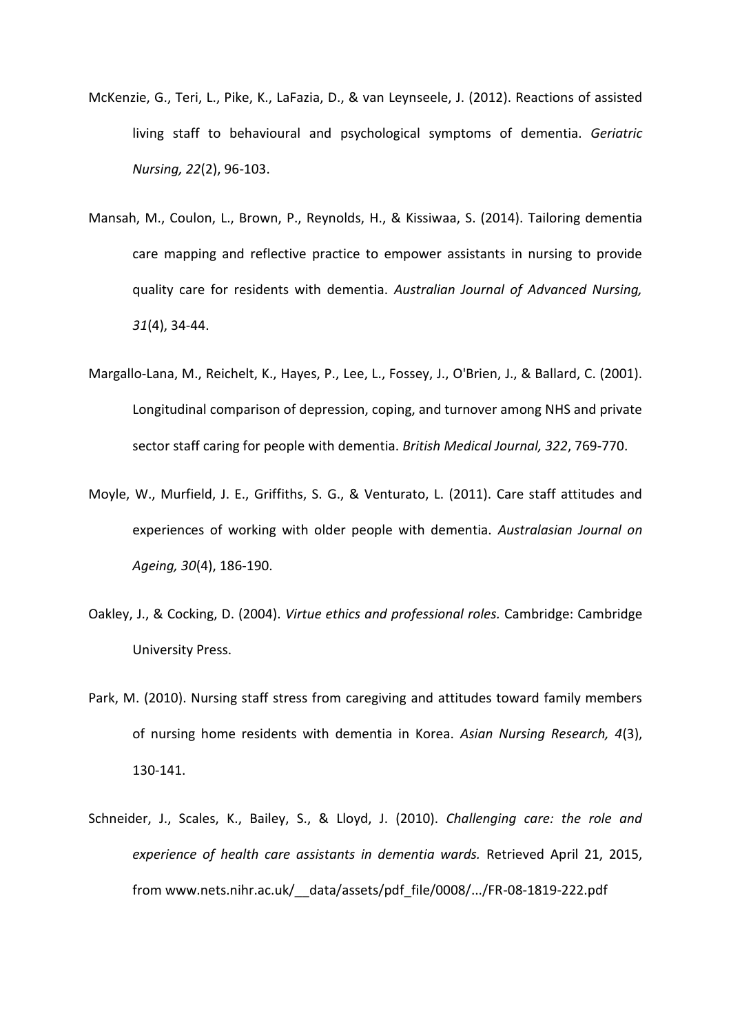McKenzie, G., Teri, L., Pike, K., LaFazia, D., & van Leynseele, J. (2012). Reactions of assisted living staff to behavioural and psychological symptoms of dementia. *Geriatric Nursing, 22*(2), 96-103.

Mansah, M., Coulon, L., Brown, P., Reynolds, H., & Kissiwaa, S. (2014). Tailoring dementia care mapping and reflective practice to empower assistants in nursing to provide quality care for residents with dementia. *Australian Journal of Advanced Nursing, 31*(4), 34-44.

Margallo-Lana, M., Reichelt, K., Hayes, P., Lee, L., Fossey, J., O'Brien, J., & Ballard, C. (2001). Longitudinal comparison of depression, coping, and turnover among NHS and private sector staff caring for people with dementia. *British Medical Journal, 322*, 769-770.

Moyle, W., Murfield, J. E., Griffiths, S. G., & Venturato, L. (2011). Care staff attitudes and experiences of working with older people with dementia. *Australasian Journal on Ageing, 30*(4), 186-190.

Oakley, J., & Cocking, D. (2004). *Virtue ethics and professional roles.* Cambridge: Cambridge University Press.

Park, M. (2010). Nursing staff stress from caregiving and attitudes toward family members of nursing home residents with dementia in Korea. *Asian Nursing Research, 4*(3), 130-141.

Schneider, J., Scales, K., Bailey, S., & Lloyd, J. (2010). *Challenging care: the role and experience of health care assistants in dementia wards.* Retrieved April 21, 2015, from www.nets.nihr.ac.uk/__data/assets/pdf_file/0008/.../FR-08-1819-222.pdf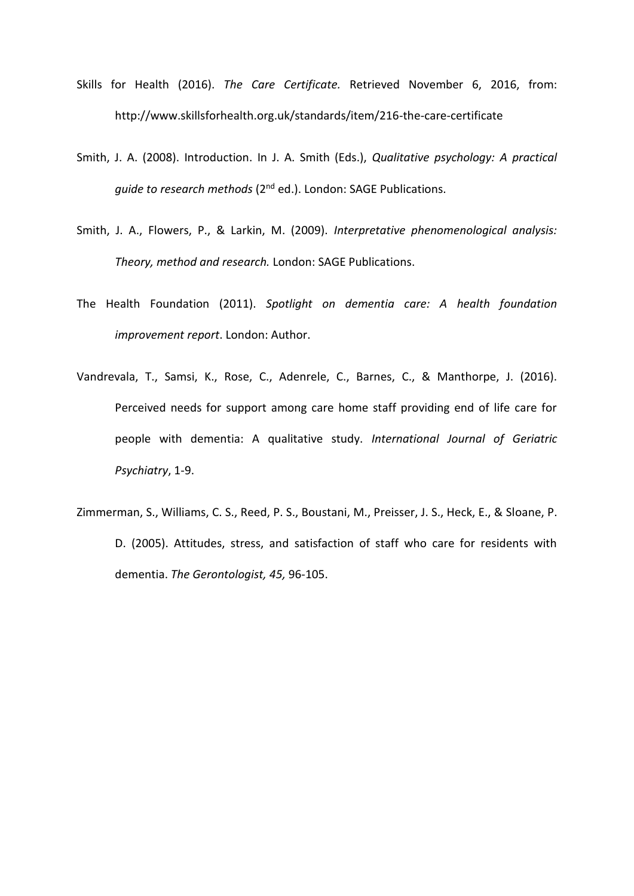Skills for Health (2016). *The Care Certificate.* Retrieved November 6, 2016, from: http://www.skillsforhealth.org.uk/standards/item/216-the-care-certificate

Smith, J. A. (2008). Introduction. In J. A. Smith (Eds.), *Qualitative psychology: A practical guide to research methods* (2nd ed.). London: SAGE Publications.

Smith, J. A., Flowers, P., & Larkin, M. (2009). *Interpretative phenomenological analysis: Theory, method and research.* London: SAGE Publications.

The Health Foundation (2011). *Spotlight on dementia care: A health foundation improvement report*. London: Author.

Vandrevala, T., Samsi, K., Rose, C., Adenrele, C., Barnes, C., & Manthorpe, J. (2016). Perceived needs for support among care home staff providing end of life care for people with dementia: A qualitative study. *International Journal of Geriatric Psychiatry*, 1-9.

Zimmerman, S., Williams, C. S., Reed, P. S., Boustani, M., Preisser, J. S., Heck, E., & Sloane, P. D. (2005). Attitudes, stress, and satisfaction of staff who care for residents with dementia. *The Gerontologist, 45,* 96-105.